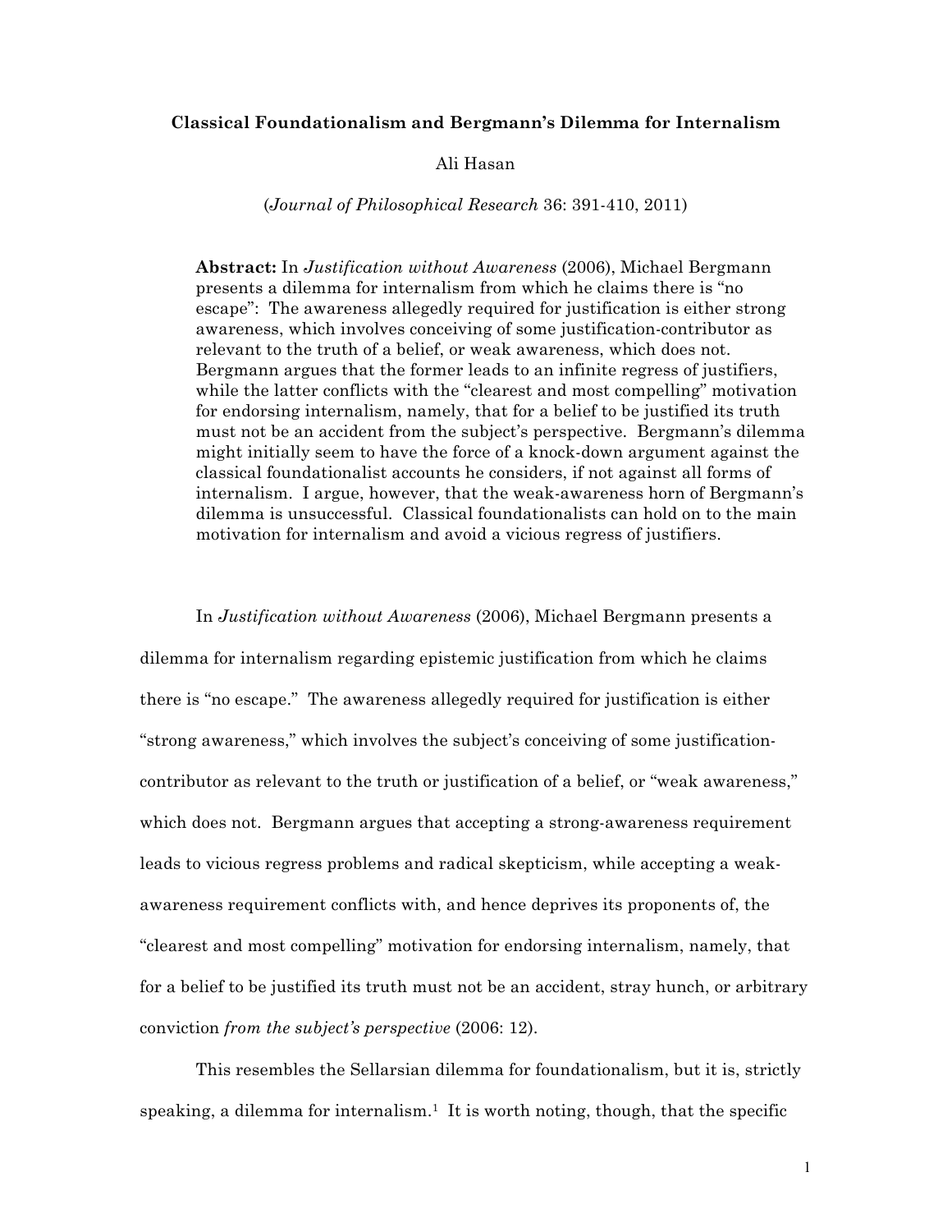# Classical Foundationalism and Bergmann's Dilemma for Internalism

Ali Hasan

(*Journal of Philosophical Research* 36: 391-410, 2011)

> **Abstract:** In *Justification without Awareness* (2006), Michael Bergmann presents a dilemma for internalism from which he claims there is "no escape": The awareness allegedly required for justification is either strong awareness, which involves conceiving of some justification-contributor as relevant to the truth of a belief, or weak awareness, which does not. Bergmann argues that the former leads to an infinite regress of justifiers, while the latter conflicts with the "clearest and most compelling" motivation for endorsing internalism, namely, that for a belief to be justified its truth must not be an accident from the subject's perspective. Bergmann's dilemma might initially seem to have the force of a knock-down argument against the classical foundationalist accounts he considers, if not against all forms of internalism. I argue, however, that the weak-awareness horn of Bergmann's dilemma is unsuccessful. Classical foundationalists can hold on to the main motivation for internalism and avoid a vicious regress of justifiers.

In *Justification without Awareness* (2006), Michael Bergmann presents a dilemma for internalism regarding epistemic justification from which he claims there is "no escape." The awareness allegedly required for justification is either "strong awareness," which involves the subject's conceiving of some justification-contributor as relevant to the truth or justification of a belief, or "weak awareness," which does not. Bergmann argues that accepting a strong-awareness requirement leads to vicious regress problems and radical skepticism, while accepting a weak-awareness requirement conflicts with, and hence deprives its proponents of, the "clearest and most compelling" motivation for endorsing internalism, namely, that for a belief to be justified its truth must not be an accident, stray hunch, or arbitrary conviction *from the subject's perspective* (2006: 12).

This resembles the Sellarsian dilemma for foundationalism, but it is, strictly speaking, a dilemma for internalism.[1] It is worth noting, though, that the specific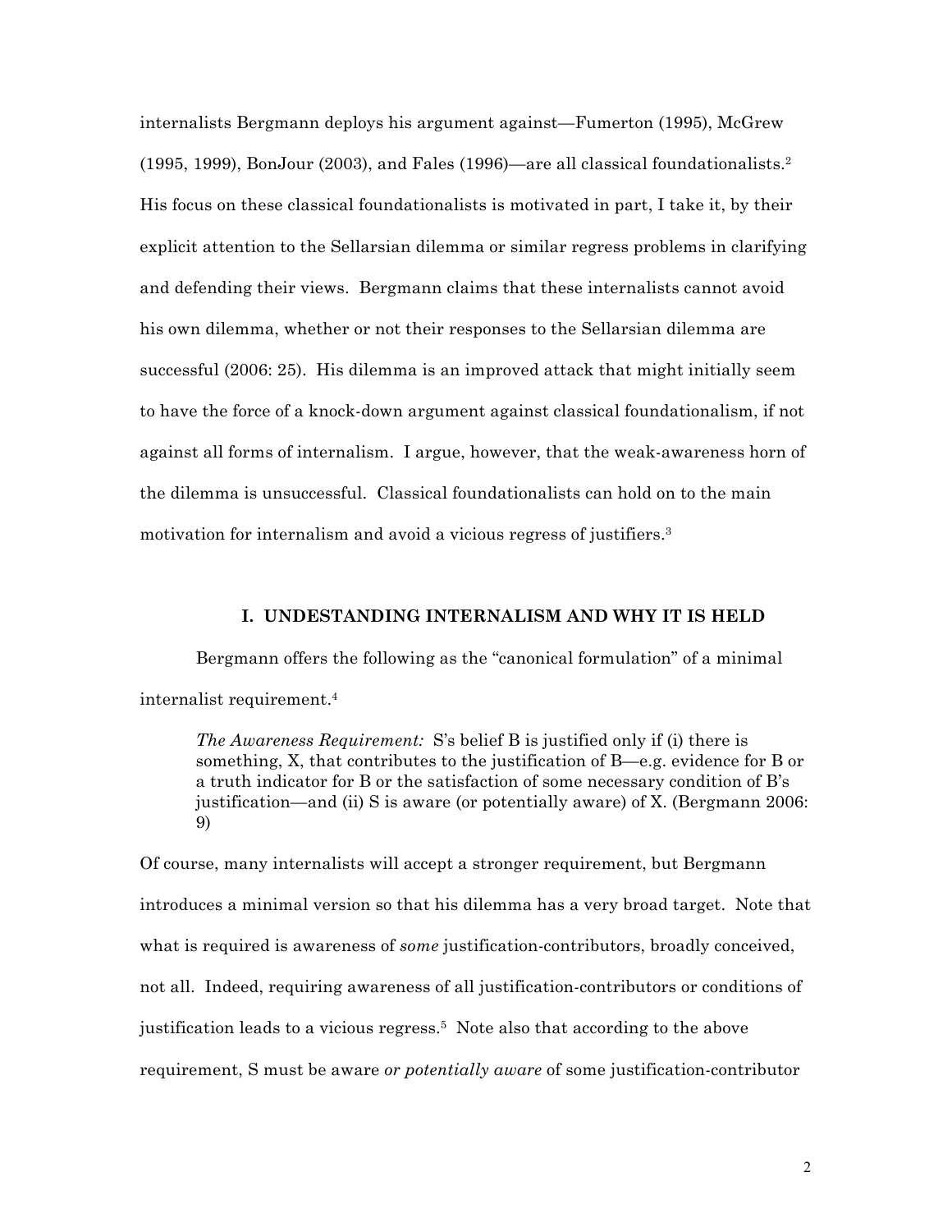internalists Bergmann deploys his argument against—Fumerton (1995), McGrew (1995, 1999), BonJour (2003), and Fales (1996)—are all classical foundationalists.[2] His focus on these classical foundationalists is motivated in part, I take it, by their explicit attention to the Sellarsian dilemma or similar regress problems in clarifying and defending their views. Bergmann claims that these internalists cannot avoid his own dilemma, whether or not their responses to the Sellarsian dilemma are successful (2006: 25). His dilemma is an improved attack that might initially seem to have the force of a knock-down argument against classical foundationalism, if not against all forms of internalism. I argue, however, that the weak-awareness horn of the dilemma is unsuccessful. Classical foundationalists can hold on to the main motivation for internalism and avoid a vicious regress of justifiers.[3]

## I. UNDESTANDING INTERNALISM AND WHY IT IS HELD

Bergmann offers the following as the "canonical formulation" of a minimal internalist requirement.[4]

> *The Awareness Requirement:* S's belief B is justified only if (i) there is something, X, that contributes to the justification of B—e.g. evidence for B or a truth indicator for B or the satisfaction of some necessary condition of B's justification—and (ii) S is aware (or potentially aware) of X. (Bergmann 2006: 9)

Of course, many internalists will accept a stronger requirement, but Bergmann introduces a minimal version so that his dilemma has a very broad target. Note that what is required is awareness of *some* justification-contributors, broadly conceived, not all. Indeed, requiring awareness of all justification-contributors or conditions of justification leads to a vicious regress.[5] Note also that according to the above requirement, S must be aware *or potentially aware* of some justification-contributor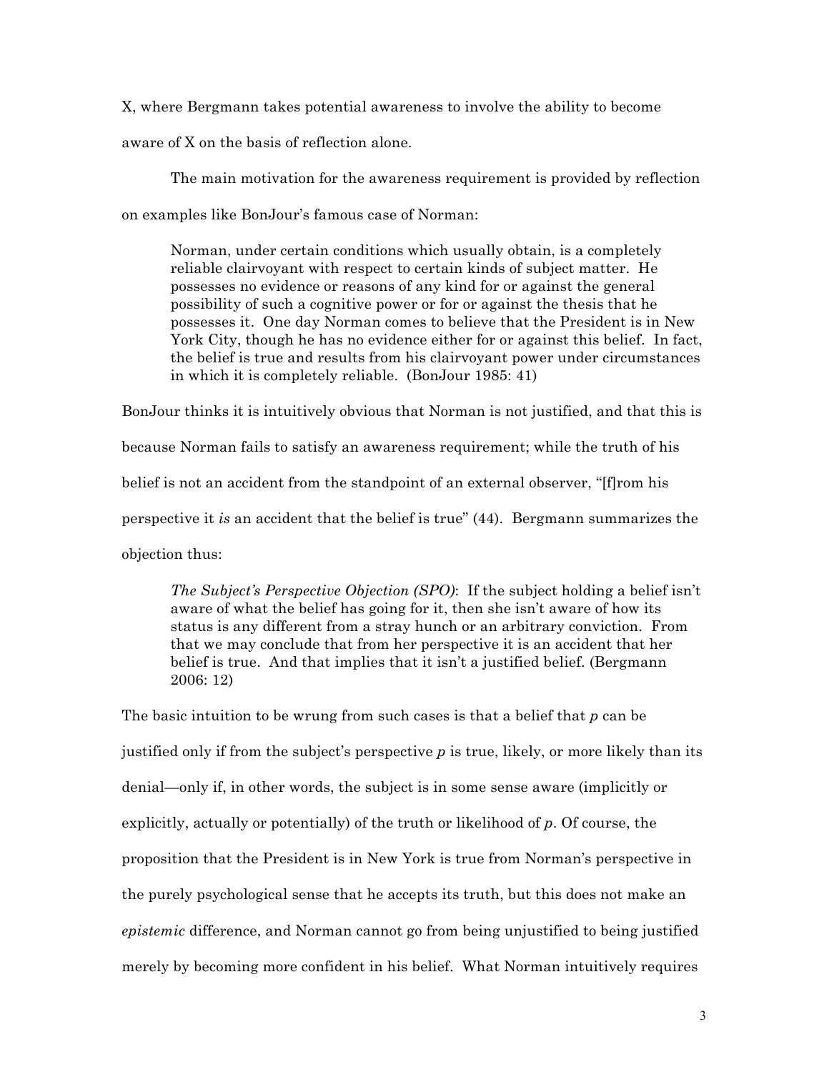X, where Bergmann takes potential awareness to involve the ability to become aware of X on the basis of reflection alone.

The main motivation for the awareness requirement is provided by reflection on examples like BonJour's famous case of Norman:

> Norman, under certain conditions which usually obtain, is a completely reliable clairvoyant with respect to certain kinds of subject matter. He possesses no evidence or reasons of any kind for or against the general possibility of such a cognitive power or for or against the thesis that he possesses it. One day Norman comes to believe that the President is in New York City, though he has no evidence either for or against this belief. In fact, the belief is true and results from his clairvoyant power under circumstances in which it is completely reliable. (BonJour 1985: 41)

BonJour thinks it is intuitively obvious that Norman is not justified, and that this is because Norman fails to satisfy an awareness requirement; while the truth of his belief is not an accident from the standpoint of an external observer, "[f]rom his perspective it *is* an accident that the belief is true" (44). Bergmann summarizes the objection thus:

> *The Subject's Perspective Objection (SPO)*: If the subject holding a belief isn't aware of what the belief has going for it, then she isn't aware of how its status is any different from a stray hunch or an arbitrary conviction. From that we may conclude that from her perspective it is an accident that her belief is true. And that implies that it isn't a justified belief. (Bergmann 2006: 12)

The basic intuition to be wrung from such cases is that a belief that *p* can be justified only if from the subject's perspective *p* is true, likely, or more likely than its denial—only if, in other words, the subject is in some sense aware (implicitly or explicitly, actually or potentially) of the truth or likelihood of *p*. Of course, the proposition that the President is in New York is true from Norman's perspective in the purely psychological sense that he accepts its truth, but this does not make an *epistemic* difference, and Norman cannot go from being unjustified to being justified merely by becoming more confident in his belief. What Norman intuitively requires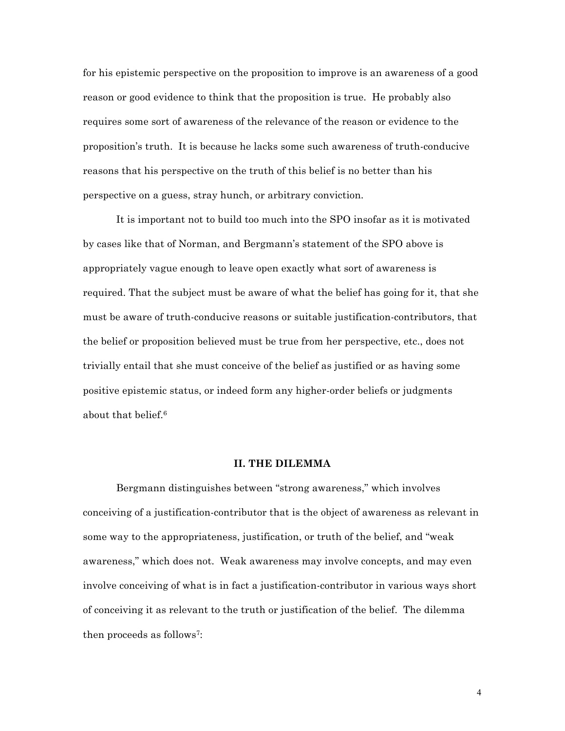for his epistemic perspective on the proposition to improve is an awareness of a good reason or good evidence to think that the proposition is true. He probably also requires some sort of awareness of the relevance of the reason or evidence to the proposition's truth. It is because he lacks some such awareness of truth-conducive reasons that his perspective on the truth of this belief is no better than his perspective on a guess, stray hunch, or arbitrary conviction.

It is important not to build too much into the SPO insofar as it is motivated by cases like that of Norman, and Bergmann's statement of the SPO above is appropriately vague enough to leave open exactly what sort of awareness is required. That the subject must be aware of what the belief has going for it, that she must be aware of truth-conducive reasons or suitable justification-contributors, that the belief or proposition believed must be true from her perspective, etc., does not trivially entail that she must conceive of the belief as justified or as having some positive epistemic status, or indeed form any higher-order beliefs or judgments about that belief.[6]

## II. THE DILEMMA

Bergmann distinguishes between "strong awareness," which involves conceiving of a justification-contributor that is the object of awareness as relevant in some way to the appropriateness, justification, or truth of the belief, and "weak awareness," which does not. Weak awareness may involve concepts, and may even involve conceiving of what is in fact a justification-contributor in various ways short of conceiving it as relevant to the truth or justification of the belief. The dilemma then proceeds as follows[7]: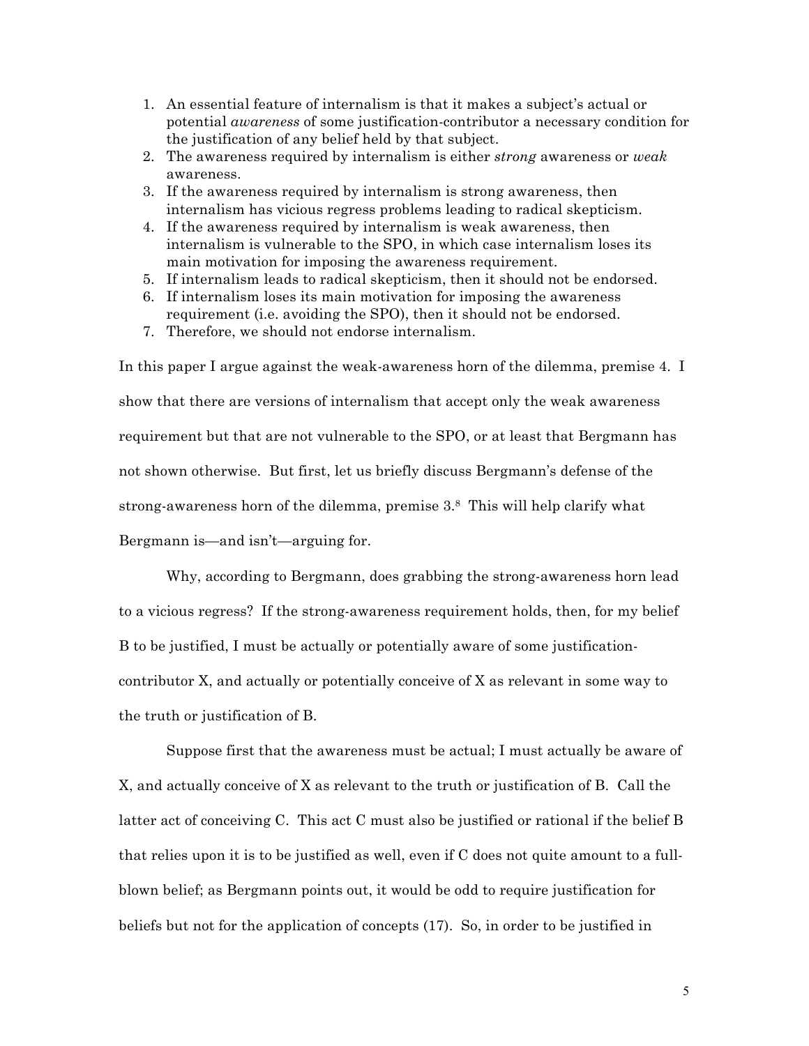1. An essential feature of internalism is that it makes a subject's actual or potential *awareness* of some justification-contributor a necessary condition for the justification of any belief held by that subject.
2. The awareness required by internalism is either *strong* awareness or *weak* awareness.
3. If the awareness required by internalism is strong awareness, then internalism has vicious regress problems leading to radical skepticism.
4. If the awareness required by internalism is weak awareness, then internalism is vulnerable to the SPO, in which case internalism loses its main motivation for imposing the awareness requirement.
5. If internalism leads to radical skepticism, then it should not be endorsed.
6. If internalism loses its main motivation for imposing the awareness requirement (i.e. avoiding the SPO), then it should not be endorsed.
7. Therefore, we should not endorse internalism.

In this paper I argue against the weak-awareness horn of the dilemma, premise 4. I show that there are versions of internalism that accept only the weak awareness requirement but that are not vulnerable to the SPO, or at least that Bergmann has not shown otherwise. But first, let us briefly discuss Bergmann's defense of the strong-awareness horn of the dilemma, premise 3.[8] This will help clarify what Bergmann is—and isn't—arguing for.

Why, according to Bergmann, does grabbing the strong-awareness horn lead to a vicious regress? If the strong-awareness requirement holds, then, for my belief B to be justified, I must be actually or potentially aware of some justification-contributor X, and actually or potentially conceive of X as relevant in some way to the truth or justification of B.

Suppose first that the awareness must be actual; I must actually be aware of X, and actually conceive of X as relevant to the truth or justification of B. Call the latter act of conceiving C. This act C must also be justified or rational if the belief B that relies upon it is to be justified as well, even if C does not quite amount to a full-blown belief; as Bergmann points out, it would be odd to require justification for beliefs but not for the application of concepts (17). So, in order to be justified in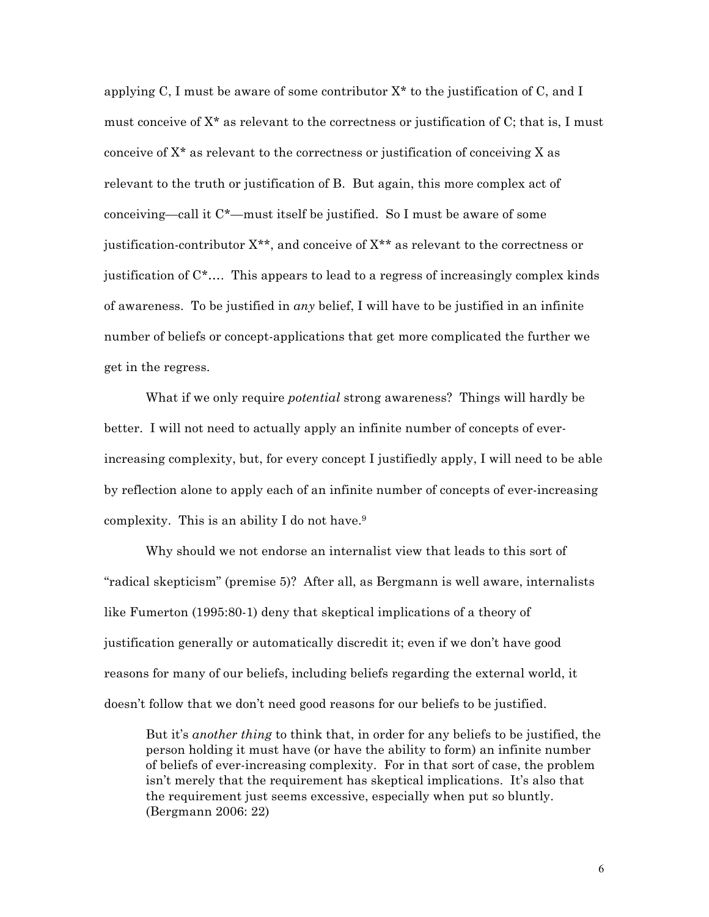applying C, I must be aware of some contributor X* to the justification of C, and I must conceive of X* as relevant to the correctness or justification of C; that is, I must conceive of X* as relevant to the correctness or justification of conceiving X as relevant to the truth or justification of B. But again, this more complex act of conceiving—call it C*—must itself be justified. So I must be aware of some justification-contributor X**, and conceive of X** as relevant to the correctness or justification of C*…. This appears to lead to a regress of increasingly complex kinds of awareness. To be justified in *any* belief, I will have to be justified in an infinite number of beliefs or concept-applications that get more complicated the further we get in the regress.

What if we only require *potential* strong awareness? Things will hardly be better. I will not need to actually apply an infinite number of concepts of ever-increasing complexity, but, for every concept I justifiedly apply, I will need to be able by reflection alone to apply each of an infinite number of concepts of ever-increasing complexity. This is an ability I do not have.[9]

Why should we not endorse an internalist view that leads to this sort of "radical skepticism" (premise 5)? After all, as Bergmann is well aware, internalists like Fumerton (1995:80-1) deny that skeptical implications of a theory of justification generally or automatically discredit it; even if we don't have good reasons for many of our beliefs, including beliefs regarding the external world, it doesn't follow that we don't need good reasons for our beliefs to be justified.

> But it's *another thing* to think that, in order for any beliefs to be justified, the person holding it must have (or have the ability to form) an infinite number of beliefs of ever-increasing complexity. For in that sort of case, the problem isn't merely that the requirement has skeptical implications. It's also that the requirement just seems excessive, especially when put so bluntly. (Bergmann 2006: 22)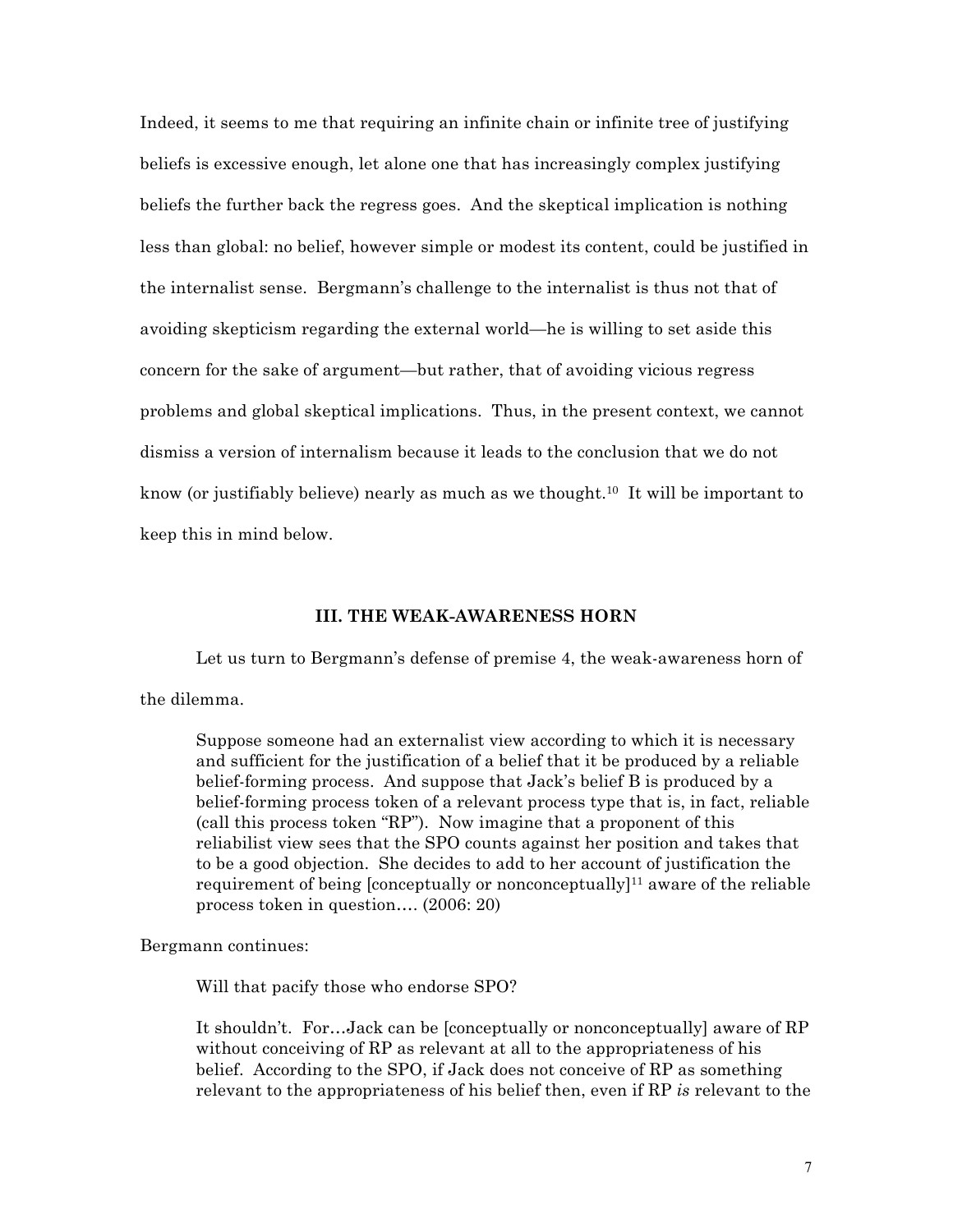Indeed, it seems to me that requiring an infinite chain or infinite tree of justifying beliefs is excessive enough, let alone one that has increasingly complex justifying beliefs the further back the regress goes. And the skeptical implication is nothing less than global: no belief, however simple or modest its content, could be justified in the internalist sense. Bergmann's challenge to the internalist is thus not that of avoiding skepticism regarding the external world—he is willing to set aside this concern for the sake of argument—but rather, that of avoiding vicious regress problems and global skeptical implications. Thus, in the present context, we cannot dismiss a version of internalism because it leads to the conclusion that we do not know (or justifiably believe) nearly as much as we thought.[10] It will be important to keep this in mind below.

### III. THE WEAK-AWARENESS HORN

Let us turn to Bergmann's defense of premise 4, the weak-awareness horn of the dilemma.

> Suppose someone had an externalist view according to which it is necessary and sufficient for the justification of a belief that it be produced by a reliable belief-forming process. And suppose that Jack's belief B is produced by a belief-forming process token of a relevant process type that is, in fact, reliable (call this process token "RP"). Now imagine that a proponent of this reliabilist view sees that the SPO counts against her position and takes that to be a good objection. She decides to add to her account of justification the requirement of being [conceptually or nonconceptually][11] aware of the reliable process token in question…. (2006: 20)

Bergmann continues:

> Will that pacify those who endorse SPO?
>
> It shouldn't. For…Jack can be [conceptually or nonconceptually] aware of RP without conceiving of RP as relevant at all to the appropriateness of his belief. According to the SPO, if Jack does not conceive of RP as something relevant to the appropriateness of his belief then, even if RP *is* relevant to the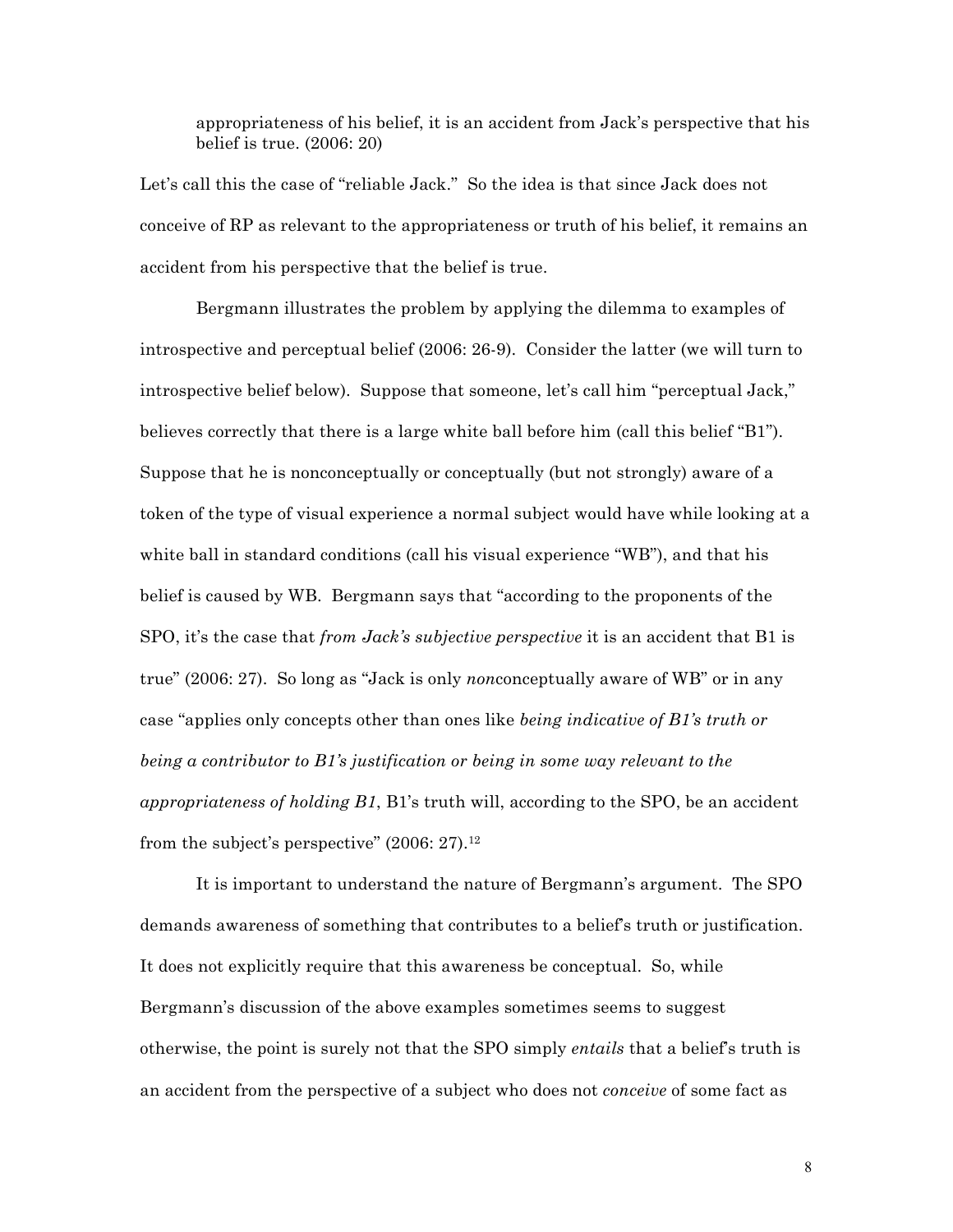> appropriateness of his belief, it is an accident from Jack's perspective that his belief is true. (2006: 20)

Let's call this the case of "reliable Jack." So the idea is that since Jack does not conceive of RP as relevant to the appropriateness or truth of his belief, it remains an accident from his perspective that the belief is true.

Bergmann illustrates the problem by applying the dilemma to examples of introspective and perceptual belief (2006: 26-9). Consider the latter (we will turn to introspective belief below). Suppose that someone, let's call him "perceptual Jack," believes correctly that there is a large white ball before him (call this belief "B1"). Suppose that he is nonconceptually or conceptually (but not strongly) aware of a token of the type of visual experience a normal subject would have while looking at a white ball in standard conditions (call his visual experience "WB"), and that his belief is caused by WB. Bergmann says that "according to the proponents of the SPO, it's the case that *from Jack's subjective perspective* it is an accident that B1 is true" (2006: 27). So long as "Jack is only *non*conceptually aware of WB" or in any case "applies only concepts other than ones like *being indicative of B1's truth or being a contributor to B1's justification or being in some way relevant to the appropriateness of holding B1*, B1's truth will, according to the SPO, be an accident from the subject's perspective" (2006: 27).[12]

It is important to understand the nature of Bergmann's argument. The SPO demands awareness of something that contributes to a belief's truth or justification. It does not explicitly require that this awareness be conceptual. So, while Bergmann's discussion of the above examples sometimes seems to suggest otherwise, the point is surely not that the SPO simply *entails* that a belief's truth is an accident from the perspective of a subject who does not *conceive* of some fact as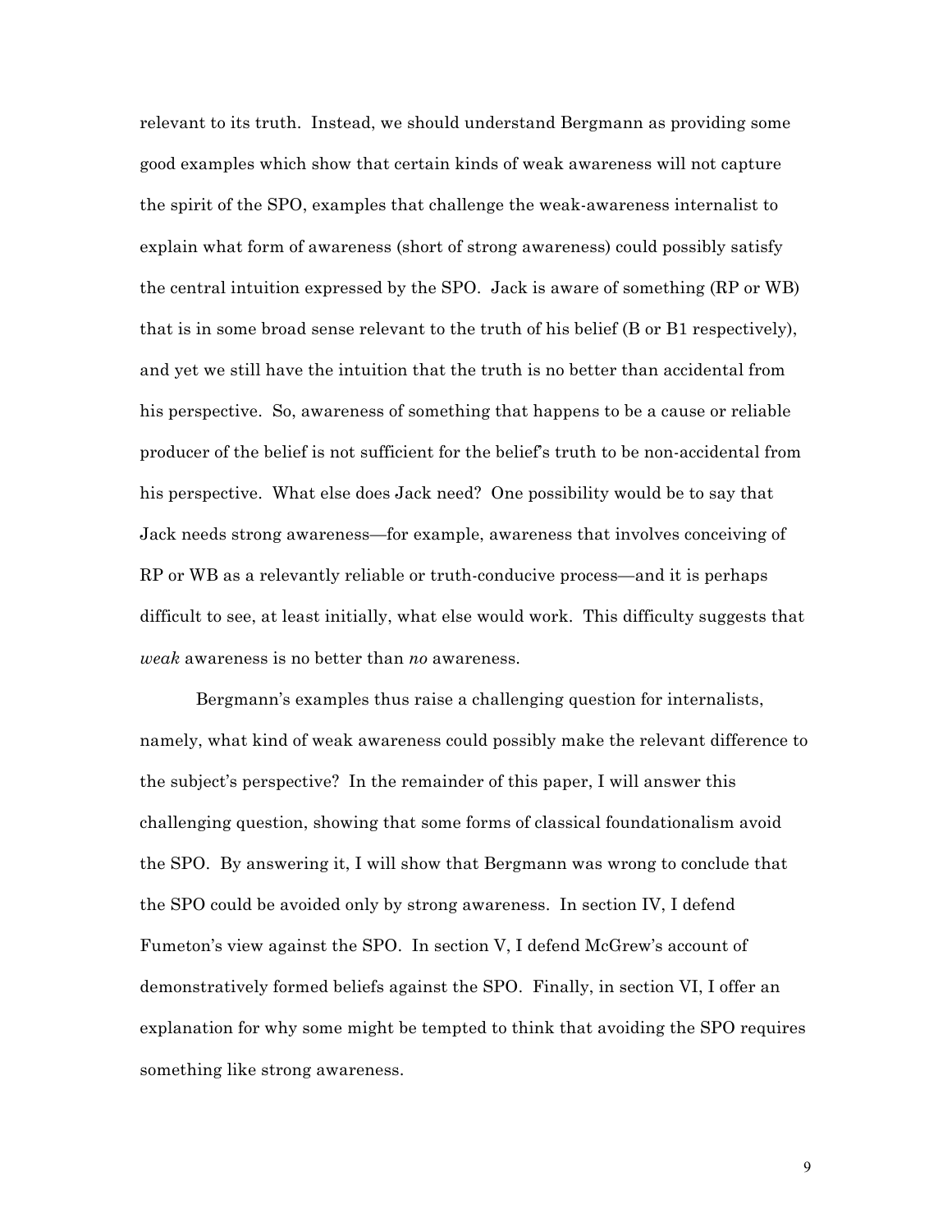relevant to its truth. Instead, we should understand Bergmann as providing some good examples which show that certain kinds of weak awareness will not capture the spirit of the SPO, examples that challenge the weak-awareness internalist to explain what form of awareness (short of strong awareness) could possibly satisfy the central intuition expressed by the SPO. Jack is aware of something (RP or WB) that is in some broad sense relevant to the truth of his belief (B or B1 respectively), and yet we still have the intuition that the truth is no better than accidental from his perspective. So, awareness of something that happens to be a cause or reliable producer of the belief is not sufficient for the belief's truth to be non-accidental from his perspective. What else does Jack need? One possibility would be to say that Jack needs strong awareness—for example, awareness that involves conceiving of RP or WB as a relevantly reliable or truth-conducive process—and it is perhaps difficult to see, at least initially, what else would work. This difficulty suggests that *weak* awareness is no better than *no* awareness.

Bergmann's examples thus raise a challenging question for internalists, namely, what kind of weak awareness could possibly make the relevant difference to the subject's perspective? In the remainder of this paper, I will answer this challenging question, showing that some forms of classical foundationalism avoid the SPO. By answering it, I will show that Bergmann was wrong to conclude that the SPO could be avoided only by strong awareness. In section IV, I defend Fumeton's view against the SPO. In section V, I defend McGrew's account of demonstratively formed beliefs against the SPO. Finally, in section VI, I offer an explanation for why some might be tempted to think that avoiding the SPO requires something like strong awareness.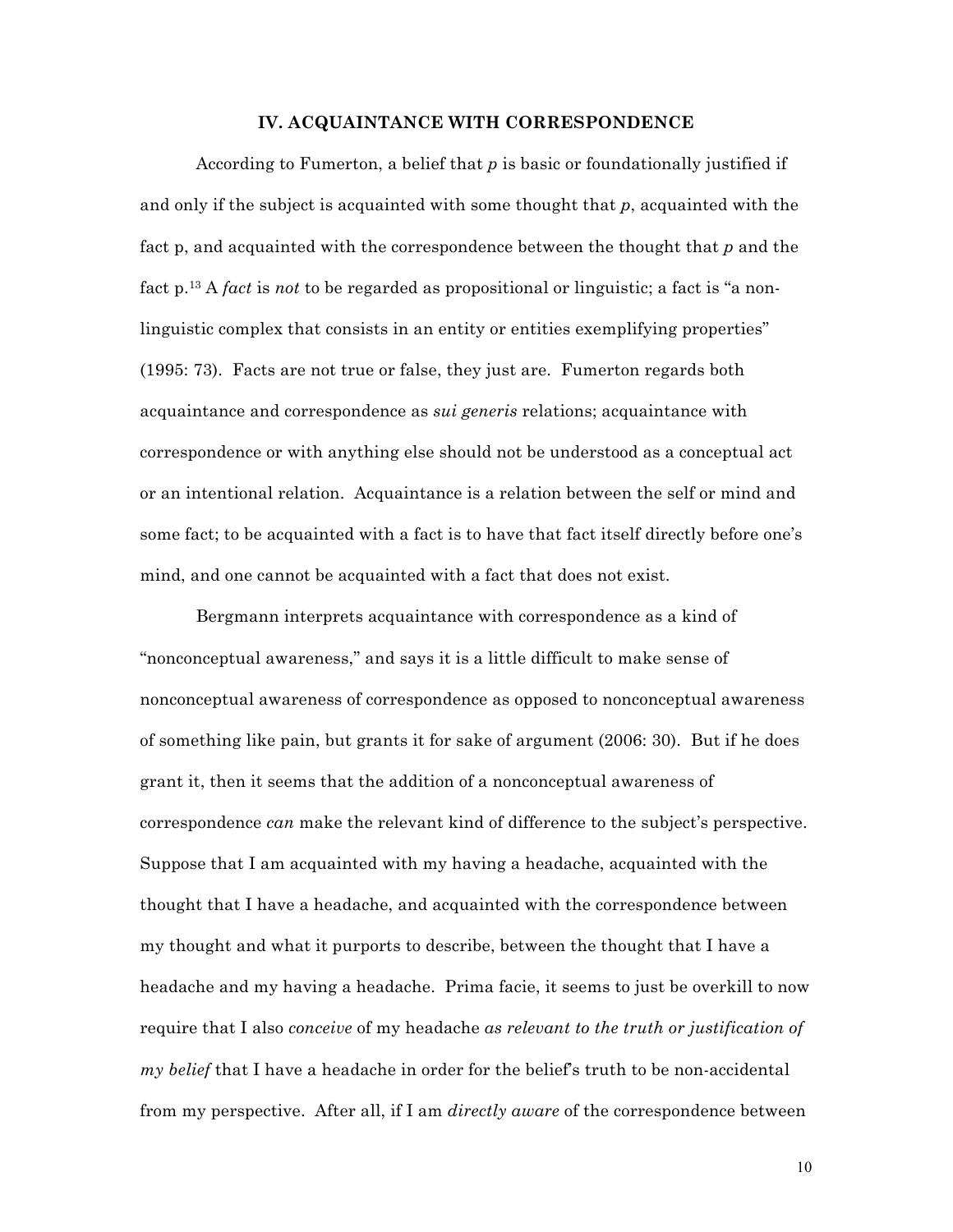## IV. ACQUAINTANCE WITH CORRESPONDENCE

According to Fumerton, a belief that *p* is basic or foundationally justified if and only if the subject is acquainted with some thought that *p*, acquainted with the fact p, and acquainted with the correspondence between the thought that *p* and the fact p.[13] A *fact* is *not* to be regarded as propositional or linguistic; a fact is "a non-linguistic complex that consists in an entity or entities exemplifying properties" (1995: 73). Facts are not true or false, they just are. Fumerton regards both acquaintance and correspondence as *sui generis* relations; acquaintance with correspondence or with anything else should not be understood as a conceptual act or an intentional relation. Acquaintance is a relation between the self or mind and some fact; to be acquainted with a fact is to have that fact itself directly before one's mind, and one cannot be acquainted with a fact that does not exist.

Bergmann interprets acquaintance with correspondence as a kind of "nonconceptual awareness," and says it is a little difficult to make sense of nonconceptual awareness of correspondence as opposed to nonconceptual awareness of something like pain, but grants it for sake of argument (2006: 30). But if he does grant it, then it seems that the addition of a nonconceptual awareness of correspondence *can* make the relevant kind of difference to the subject's perspective. Suppose that I am acquainted with my having a headache, acquainted with the thought that I have a headache, and acquainted with the correspondence between my thought and what it purports to describe, between the thought that I have a headache and my having a headache. Prima facie, it seems to just be overkill to now require that I also *conceive* of my headache *as relevant to the truth or justification of my belief* that I have a headache in order for the belief's truth to be non-accidental from my perspective. After all, if I am *directly aware* of the correspondence between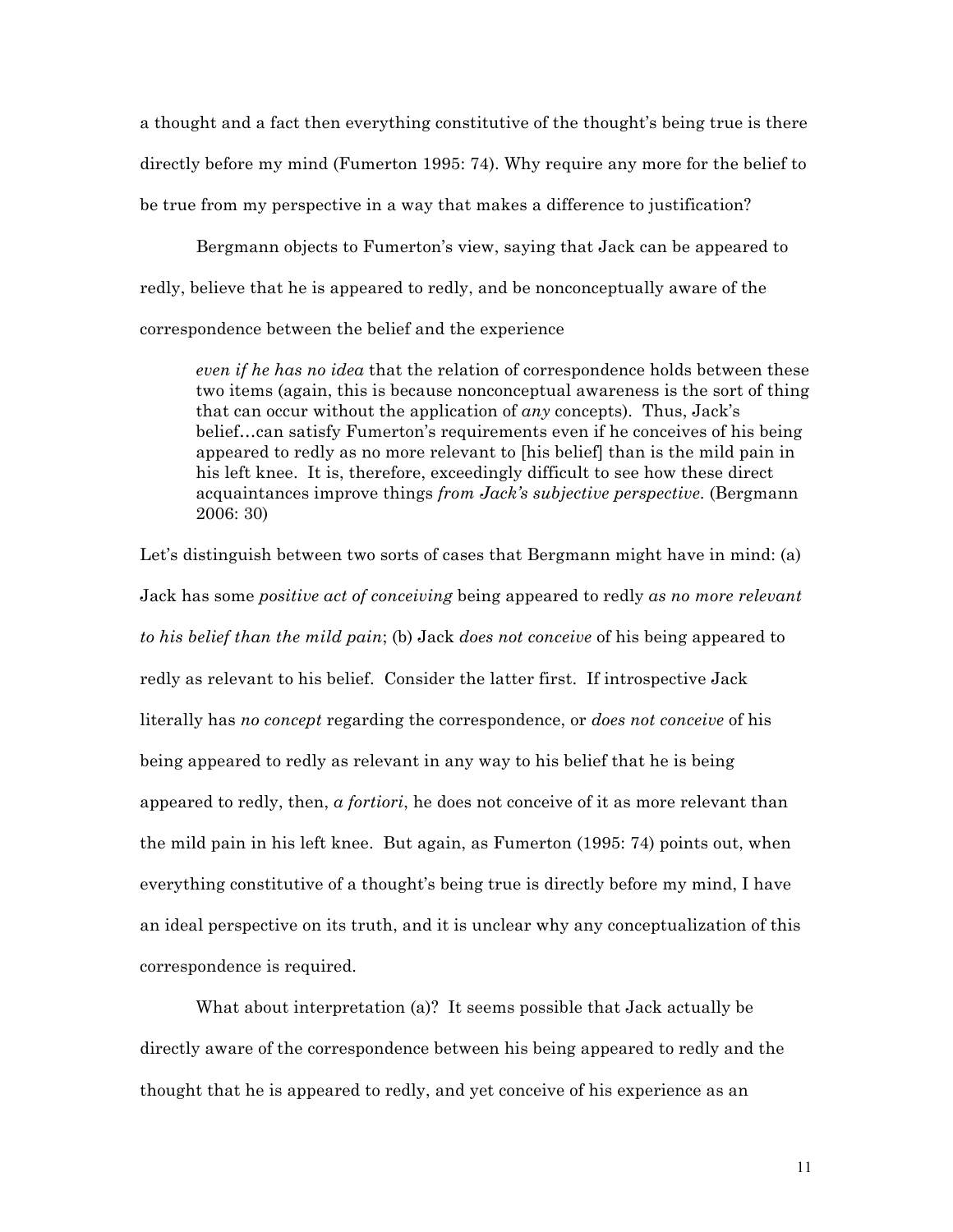a thought and a fact then everything constitutive of the thought's being true is there directly before my mind (Fumerton 1995: 74). Why require any more for the belief to be true from my perspective in a way that makes a difference to justification?

Bergmann objects to Fumerton's view, saying that Jack can be appeared to redly, believe that he is appeared to redly, and be nonconceptually aware of the correspondence between the belief and the experience

> *even if he has no idea* that the relation of correspondence holds between these two items (again, this is because nonconceptual awareness is the sort of thing that can occur without the application of *any* concepts). Thus, Jack's belief…can satisfy Fumerton's requirements even if he conceives of his being appeared to redly as no more relevant to [his belief] than is the mild pain in his left knee. It is, therefore, exceedingly difficult to see how these direct acquaintances improve things *from Jack's subjective perspective*. (Bergmann 2006: 30)

Let's distinguish between two sorts of cases that Bergmann might have in mind: (a) Jack has some *positive act of conceiving* being appeared to redly *as no more relevant to his belief than the mild pain*; (b) Jack *does not conceive* of his being appeared to redly as relevant to his belief. Consider the latter first. If introspective Jack literally has *no concept* regarding the correspondence, or *does not conceive* of his being appeared to redly as relevant in any way to his belief that he is being appeared to redly, then, *a fortiori*, he does not conceive of it as more relevant than the mild pain in his left knee. But again, as Fumerton (1995: 74) points out, when everything constitutive of a thought's being true is directly before my mind, I have an ideal perspective on its truth, and it is unclear why any conceptualization of this correspondence is required.

What about interpretation (a)? It seems possible that Jack actually be directly aware of the correspondence between his being appeared to redly and the thought that he is appeared to redly, and yet conceive of his experience as an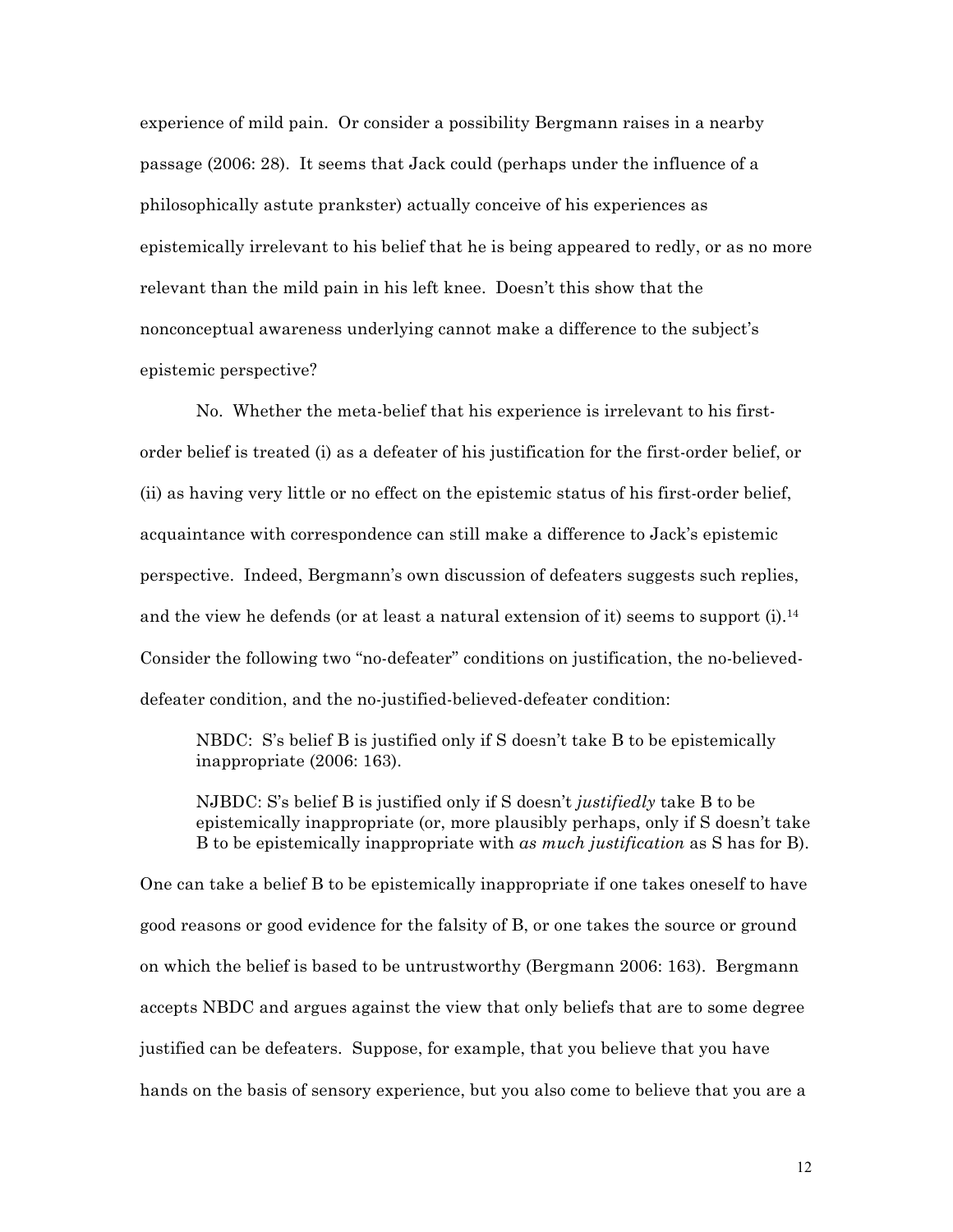experience of mild pain. Or consider a possibility Bergmann raises in a nearby passage (2006: 28). It seems that Jack could (perhaps under the influence of a philosophically astute prankster) actually conceive of his experiences as epistemically irrelevant to his belief that he is being appeared to redly, or as no more relevant than the mild pain in his left knee. Doesn't this show that the nonconceptual awareness underlying cannot make a difference to the subject's epistemic perspective?

No. Whether the meta-belief that his experience is irrelevant to his first-order belief is treated (i) as a defeater of his justification for the first-order belief, or (ii) as having very little or no effect on the epistemic status of his first-order belief, acquaintance with correspondence can still make a difference to Jack's epistemic perspective. Indeed, Bergmann's own discussion of defeaters suggests such replies, and the view he defends (or at least a natural extension of it) seems to support (i).[14] Consider the following two "no-defeater" conditions on justification, the no-believed-defeater condition, and the no-justified-believed-defeater condition:

> NBDC: S's belief B is justified only if S doesn't take B to be epistemically inappropriate (2006: 163).
>
> NJBDC: S's belief B is justified only if S doesn't *justifiedly* take B to be epistemically inappropriate (or, more plausibly perhaps, only if S doesn't take B to be epistemically inappropriate with *as much justification* as S has for B).

One can take a belief B to be epistemically inappropriate if one takes oneself to have good reasons or good evidence for the falsity of B, or one takes the source or ground on which the belief is based to be untrustworthy (Bergmann 2006: 163). Bergmann accepts NBDC and argues against the view that only beliefs that are to some degree justified can be defeaters. Suppose, for example, that you believe that you have hands on the basis of sensory experience, but you also come to believe that you are a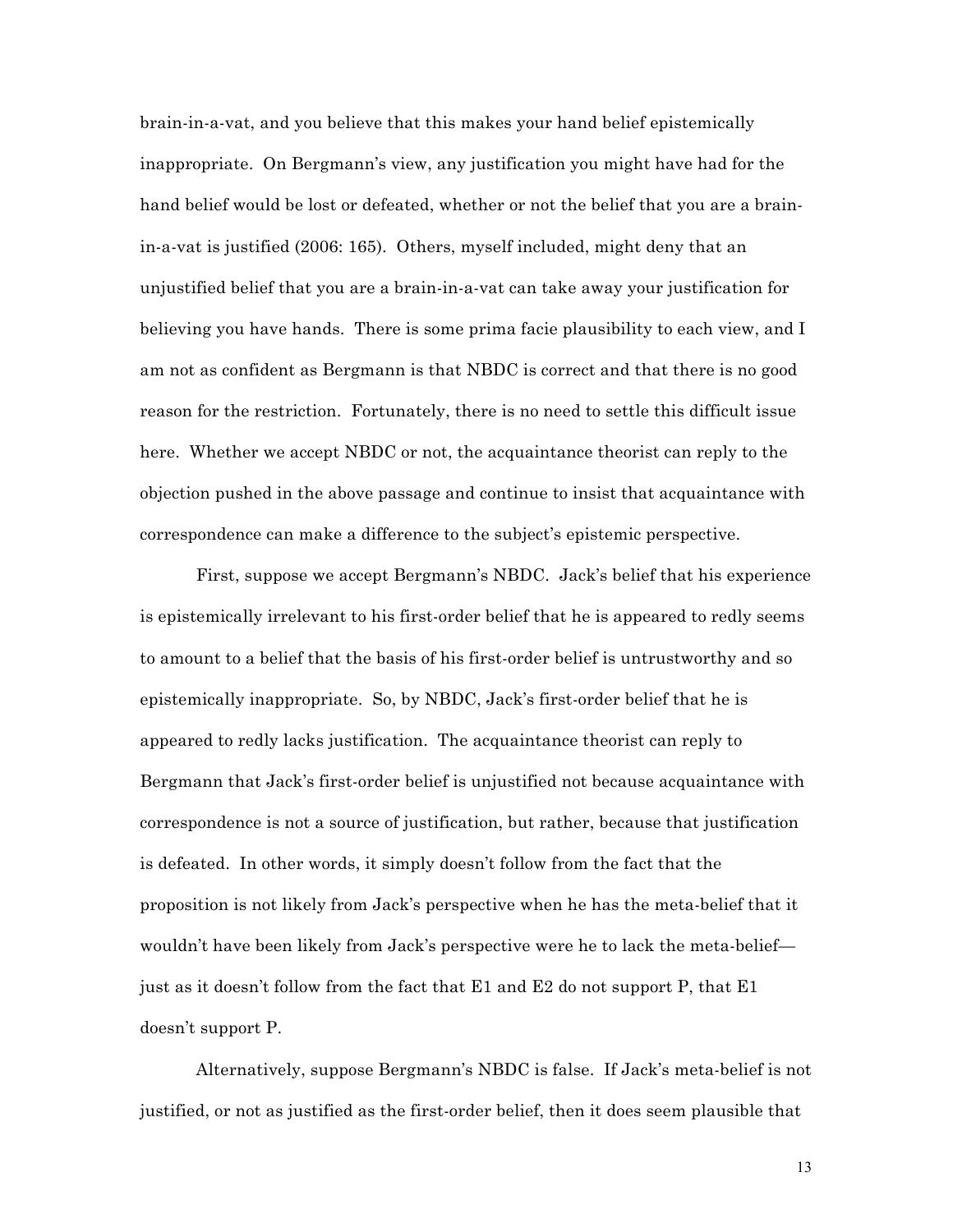brain-in-a-vat, and you believe that this makes your hand belief epistemically inappropriate. On Bergmann's view, any justification you might have had for the hand belief would be lost or defeated, whether or not the belief that you are a brain-in-a-vat is justified (2006: 165). Others, myself included, might deny that an unjustified belief that you are a brain-in-a-vat can take away your justification for believing you have hands. There is some prima facie plausibility to each view, and I am not as confident as Bergmann is that NBDC is correct and that there is no good reason for the restriction. Fortunately, there is no need to settle this difficult issue here. Whether we accept NBDC or not, the acquaintance theorist can reply to the objection pushed in the above passage and continue to insist that acquaintance with correspondence can make a difference to the subject's epistemic perspective.

First, suppose we accept Bergmann's NBDC. Jack's belief that his experience is epistemically irrelevant to his first-order belief that he is appeared to redly seems to amount to a belief that the basis of his first-order belief is untrustworthy and so epistemically inappropriate. So, by NBDC, Jack's first-order belief that he is appeared to redly lacks justification. The acquaintance theorist can reply to Bergmann that Jack's first-order belief is unjustified not because acquaintance with correspondence is not a source of justification, but rather, because that justification is defeated. In other words, it simply doesn't follow from the fact that the proposition is not likely from Jack's perspective when he has the meta-belief that it wouldn't have been likely from Jack's perspective were he to lack the meta-belief—just as it doesn't follow from the fact that E1 and E2 do not support P, that E1 doesn't support P.

Alternatively, suppose Bergmann's NBDC is false. If Jack's meta-belief is not justified, or not as justified as the first-order belief, then it does seem plausible that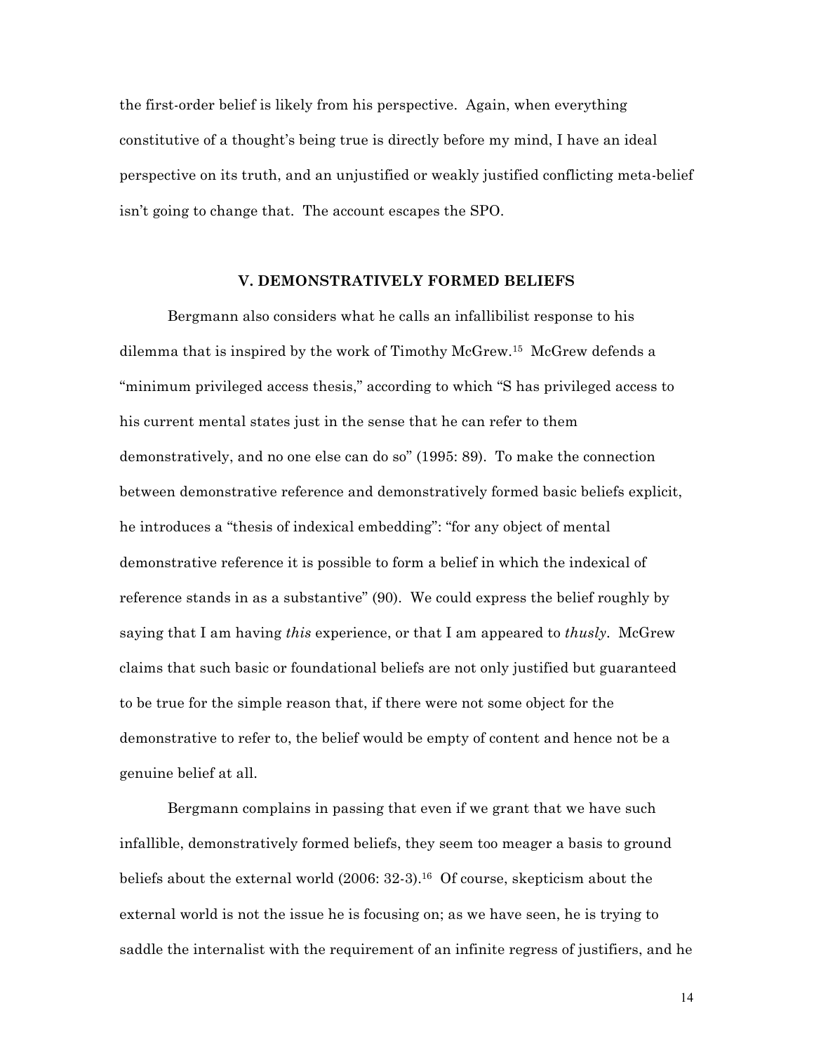the first-order belief is likely from his perspective. Again, when everything constitutive of a thought's being true is directly before my mind, I have an ideal perspective on its truth, and an unjustified or weakly justified conflicting meta-belief isn't going to change that. The account escapes the SPO.

## V. DEMONSTRATIVELY FORMED BELIEFS

Bergmann also considers what he calls an infallibilist response to his dilemma that is inspired by the work of Timothy McGrew.[15] McGrew defends a "minimum privileged access thesis," according to which "S has privileged access to his current mental states just in the sense that he can refer to them demonstratively, and no one else can do so" (1995: 89). To make the connection between demonstrative reference and demonstratively formed basic beliefs explicit, he introduces a "thesis of indexical embedding": "for any object of mental demonstrative reference it is possible to form a belief in which the indexical of reference stands in as a substantive" (90). We could express the belief roughly by saying that I am having *this* experience, or that I am appeared to *thusly*. McGrew claims that such basic or foundational beliefs are not only justified but guaranteed to be true for the simple reason that, if there were not some object for the demonstrative to refer to, the belief would be empty of content and hence not be a genuine belief at all.

Bergmann complains in passing that even if we grant that we have such infallible, demonstratively formed beliefs, they seem too meager a basis to ground beliefs about the external world (2006: 32-3).[16] Of course, skepticism about the external world is not the issue he is focusing on; as we have seen, he is trying to saddle the internalist with the requirement of an infinite regress of justifiers, and he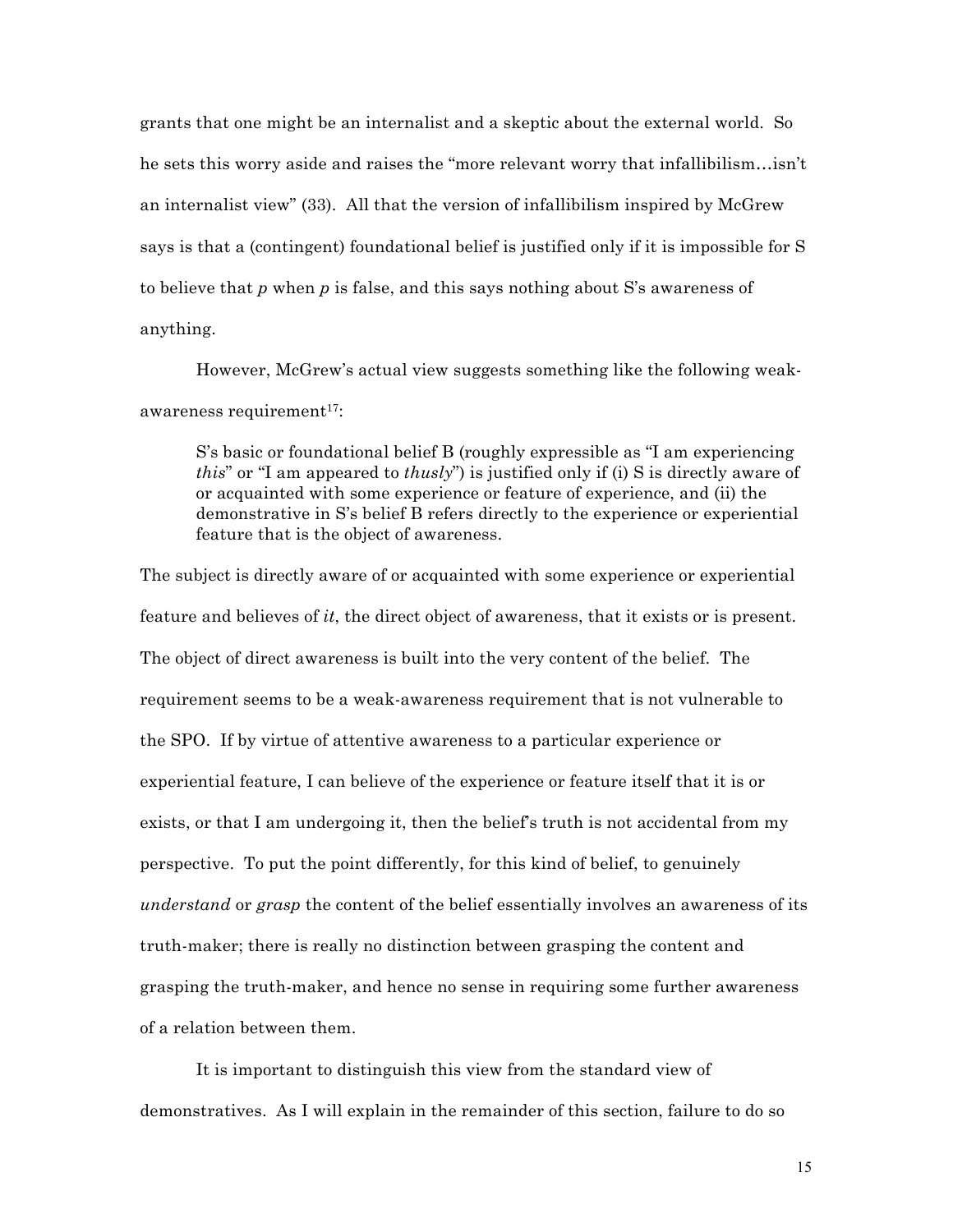grants that one might be an internalist and a skeptic about the external world. So he sets this worry aside and raises the "more relevant worry that infallibilism…isn't an internalist view" (33). All that the version of infallibilism inspired by McGrew says is that a (contingent) foundational belief is justified only if it is impossible for S to believe that *p* when *p* is false, and this says nothing about S's awareness of anything.

However, McGrew's actual view suggests something like the following weak-awareness requirement[17]:

> S's basic or foundational belief B (roughly expressible as "I am experiencing *this*" or "I am appeared to *thusly*") is justified only if (i) S is directly aware of or acquainted with some experience or feature of experience, and (ii) the demonstrative in S's belief B refers directly to the experience or experiential feature that is the object of awareness.

The subject is directly aware of or acquainted with some experience or experiential feature and believes of *it*, the direct object of awareness, that it exists or is present. The object of direct awareness is built into the very content of the belief. The requirement seems to be a weak-awareness requirement that is not vulnerable to the SPO. If by virtue of attentive awareness to a particular experience or experiential feature, I can believe of the experience or feature itself that it is or exists, or that I am undergoing it, then the belief's truth is not accidental from my perspective. To put the point differently, for this kind of belief, to genuinely *understand* or *grasp* the content of the belief essentially involves an awareness of its truth-maker; there is really no distinction between grasping the content and grasping the truth-maker, and hence no sense in requiring some further awareness of a relation between them.

It is important to distinguish this view from the standard view of demonstratives. As I will explain in the remainder of this section, failure to do so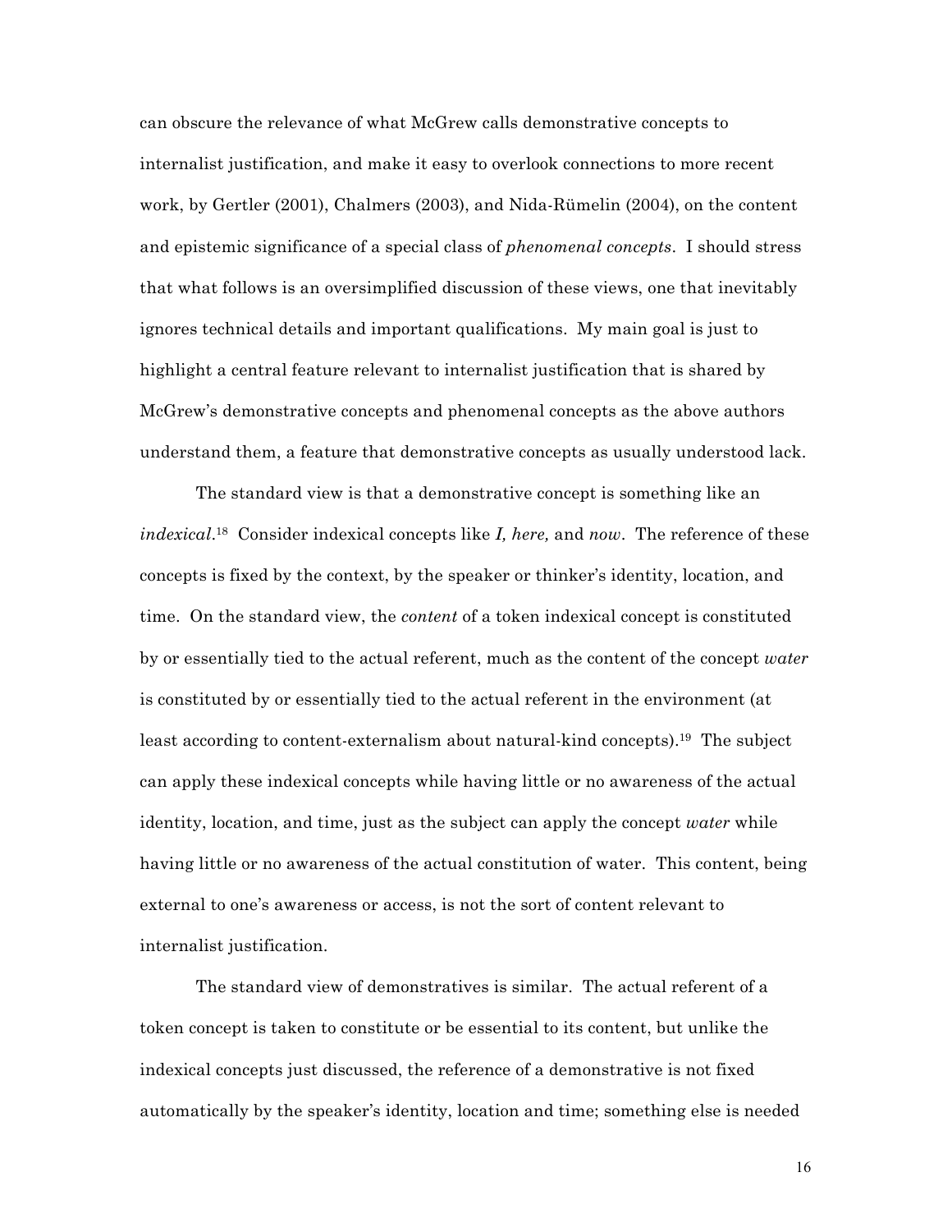can obscure the relevance of what McGrew calls demonstrative concepts to internalist justification, and make it easy to overlook connections to more recent work, by Gertler (2001), Chalmers (2003), and Nida-Rümelin (2004), on the content and epistemic significance of a special class of *phenomenal concepts*. I should stress that what follows is an oversimplified discussion of these views, one that inevitably ignores technical details and important qualifications. My main goal is just to highlight a central feature relevant to internalist justification that is shared by McGrew's demonstrative concepts and phenomenal concepts as the above authors understand them, a feature that demonstrative concepts as usually understood lack.

The standard view is that a demonstrative concept is something like an *indexical*.[18] Consider indexical concepts like *I, here,* and *now*. The reference of these concepts is fixed by the context, by the speaker or thinker's identity, location, and time. On the standard view, the *content* of a token indexical concept is constituted by or essentially tied to the actual referent, much as the content of the concept *water* is constituted by or essentially tied to the actual referent in the environment (at least according to content-externalism about natural-kind concepts).[19] The subject can apply these indexical concepts while having little or no awareness of the actual identity, location, and time, just as the subject can apply the concept *water* while having little or no awareness of the actual constitution of water. This content, being external to one's awareness or access, is not the sort of content relevant to internalist justification.

The standard view of demonstratives is similar. The actual referent of a token concept is taken to constitute or be essential to its content, but unlike the indexical concepts just discussed, the reference of a demonstrative is not fixed automatically by the speaker's identity, location and time; something else is needed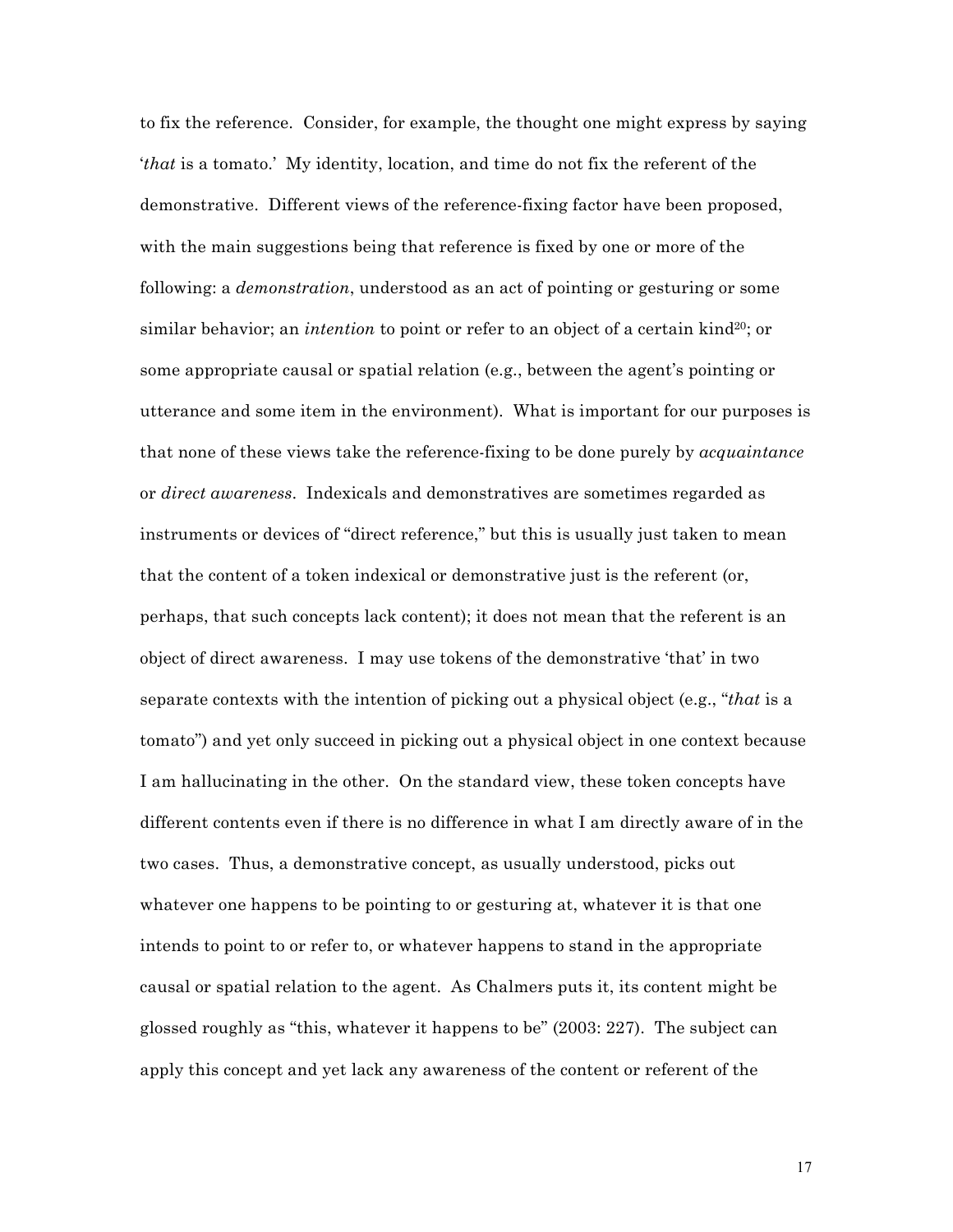to fix the reference. Consider, for example, the thought one might express by saying '*that* is a tomato.' My identity, location, and time do not fix the referent of the demonstrative. Different views of the reference-fixing factor have been proposed, with the main suggestions being that reference is fixed by one or more of the following: a *demonstration*, understood as an act of pointing or gesturing or some similar behavior; an *intention* to point or refer to an object of a certain kind[20]; or some appropriate causal or spatial relation (e.g., between the agent's pointing or utterance and some item in the environment). What is important for our purposes is that none of these views take the reference-fixing to be done purely by *acquaintance* or *direct awareness*. Indexicals and demonstratives are sometimes regarded as instruments or devices of "direct reference," but this is usually just taken to mean that the content of a token indexical or demonstrative just is the referent (or, perhaps, that such concepts lack content); it does not mean that the referent is an object of direct awareness. I may use tokens of the demonstrative 'that' in two separate contexts with the intention of picking out a physical object (e.g., "*that* is a tomato") and yet only succeed in picking out a physical object in one context because I am hallucinating in the other. On the standard view, these token concepts have different contents even if there is no difference in what I am directly aware of in the two cases. Thus, a demonstrative concept, as usually understood, picks out whatever one happens to be pointing to or gesturing at, whatever it is that one intends to point to or refer to, or whatever happens to stand in the appropriate causal or spatial relation to the agent. As Chalmers puts it, its content might be glossed roughly as "this, whatever it happens to be" (2003: 227). The subject can apply this concept and yet lack any awareness of the content or referent of the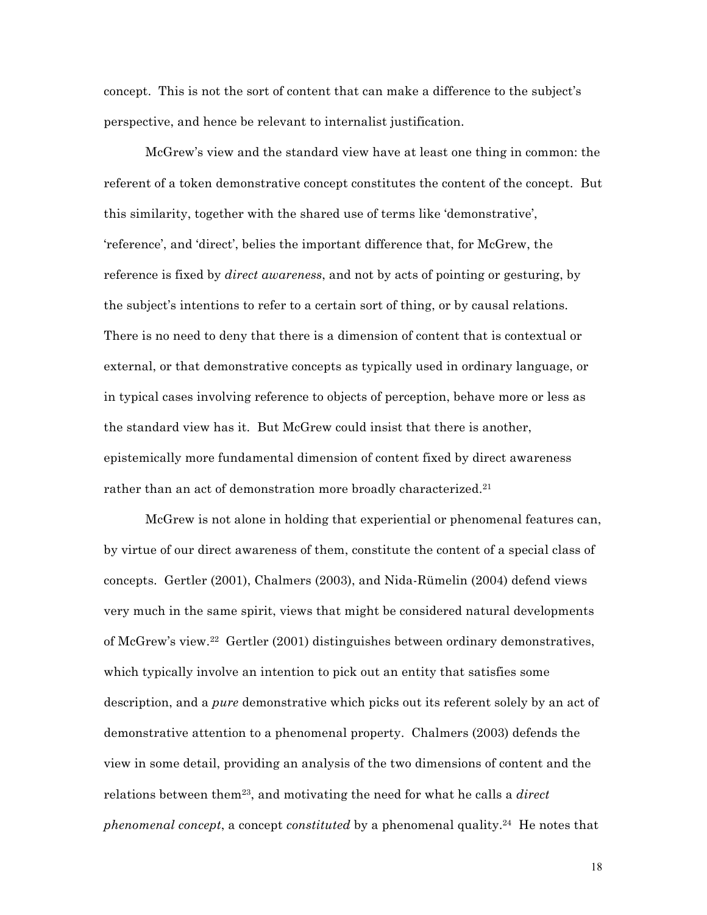concept. This is not the sort of content that can make a difference to the subject's perspective, and hence be relevant to internalist justification.

McGrew's view and the standard view have at least one thing in common: the referent of a token demonstrative concept constitutes the content of the concept. But this similarity, together with the shared use of terms like 'demonstrative', 'reference', and 'direct', belies the important difference that, for McGrew, the reference is fixed by *direct awareness*, and not by acts of pointing or gesturing, by the subject's intentions to refer to a certain sort of thing, or by causal relations. There is no need to deny that there is a dimension of content that is contextual or external, or that demonstrative concepts as typically used in ordinary language, or in typical cases involving reference to objects of perception, behave more or less as the standard view has it. But McGrew could insist that there is another, epistemically more fundamental dimension of content fixed by direct awareness rather than an act of demonstration more broadly characterized.[21]

McGrew is not alone in holding that experiential or phenomenal features can, by virtue of our direct awareness of them, constitute the content of a special class of concepts. Gertler (2001), Chalmers (2003), and Nida-Rümelin (2004) defend views very much in the same spirit, views that might be considered natural developments of McGrew's view.[22] Gertler (2001) distinguishes between ordinary demonstratives, which typically involve an intention to pick out an entity that satisfies some description, and a *pure* demonstrative which picks out its referent solely by an act of demonstrative attention to a phenomenal property. Chalmers (2003) defends the view in some detail, providing an analysis of the two dimensions of content and the relations between them[23], and motivating the need for what he calls a *direct phenomenal concept*, a concept *constituted* by a phenomenal quality.[24] He notes that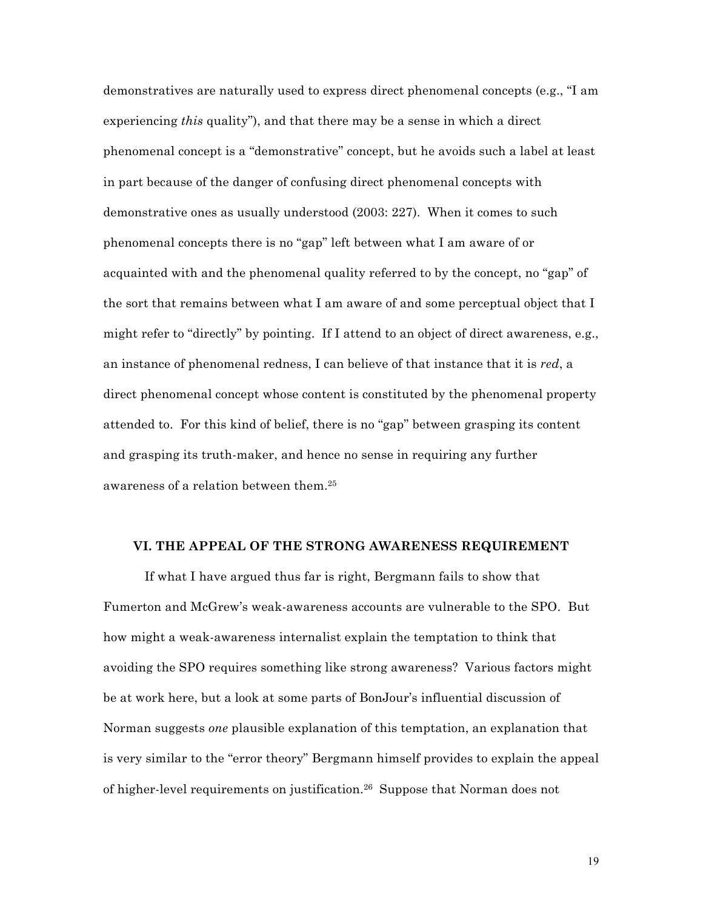demonstratives are naturally used to express direct phenomenal concepts (e.g., "I am experiencing *this* quality"), and that there may be a sense in which a direct phenomenal concept is a "demonstrative" concept, but he avoids such a label at least in part because of the danger of confusing direct phenomenal concepts with demonstrative ones as usually understood (2003: 227). When it comes to such phenomenal concepts there is no "gap" left between what I am aware of or acquainted with and the phenomenal quality referred to by the concept, no "gap" of the sort that remains between what I am aware of and some perceptual object that I might refer to "directly" by pointing. If I attend to an object of direct awareness, e.g., an instance of phenomenal redness, I can believe of that instance that it is *red*, a direct phenomenal concept whose content is constituted by the phenomenal property attended to. For this kind of belief, there is no "gap" between grasping its content and grasping its truth-maker, and hence no sense in requiring any further awareness of a relation between them.[25]

## VI. THE APPEAL OF THE STRONG AWARENESS REQUIREMENT

If what I have argued thus far is right, Bergmann fails to show that Fumerton and McGrew's weak-awareness accounts are vulnerable to the SPO. But how might a weak-awareness internalist explain the temptation to think that avoiding the SPO requires something like strong awareness? Various factors might be at work here, but a look at some parts of BonJour's influential discussion of Norman suggests *one* plausible explanation of this temptation, an explanation that is very similar to the "error theory" Bergmann himself provides to explain the appeal of higher-level requirements on justification.[26] Suppose that Norman does not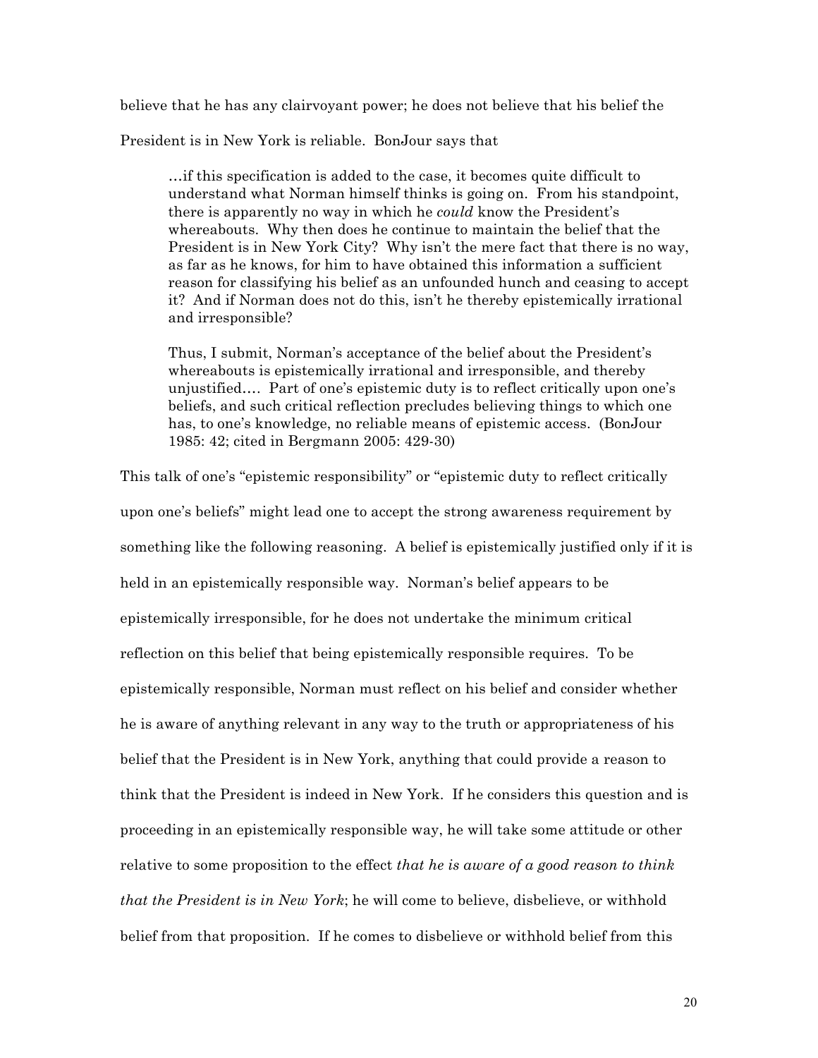believe that he has any clairvoyant power; he does not believe that his belief the President is in New York is reliable. BonJour says that

> …if this specification is added to the case, it becomes quite difficult to understand what Norman himself thinks is going on. From his standpoint, there is apparently no way in which he *could* know the President's whereabouts. Why then does he continue to maintain the belief that the President is in New York City? Why isn't the mere fact that there is no way, as far as he knows, for him to have obtained this information a sufficient reason for classifying his belief as an unfounded hunch and ceasing to accept it? And if Norman does not do this, isn't he thereby epistemically irrational and irresponsible?
>
> Thus, I submit, Norman's acceptance of the belief about the President's whereabouts is epistemically irrational and irresponsible, and thereby unjustified…. Part of one's epistemic duty is to reflect critically upon one's beliefs, and such critical reflection precludes believing things to which one has, to one's knowledge, no reliable means of epistemic access. (BonJour 1985: 42; cited in Bergmann 2005: 429-30)

This talk of one's "epistemic responsibility" or "epistemic duty to reflect critically upon one's beliefs" might lead one to accept the strong awareness requirement by something like the following reasoning. A belief is epistemically justified only if it is held in an epistemically responsible way. Norman's belief appears to be epistemically irresponsible, for he does not undertake the minimum critical reflection on this belief that being epistemically responsible requires. To be epistemically responsible, Norman must reflect on his belief and consider whether he is aware of anything relevant in any way to the truth or appropriateness of his belief that the President is in New York, anything that could provide a reason to think that the President is indeed in New York. If he considers this question and is proceeding in an epistemically responsible way, he will take some attitude or other relative to some proposition to the effect *that he is aware of a good reason to think that the President is in New York*; he will come to believe, disbelieve, or withhold belief from that proposition. If he comes to disbelieve or withhold belief from this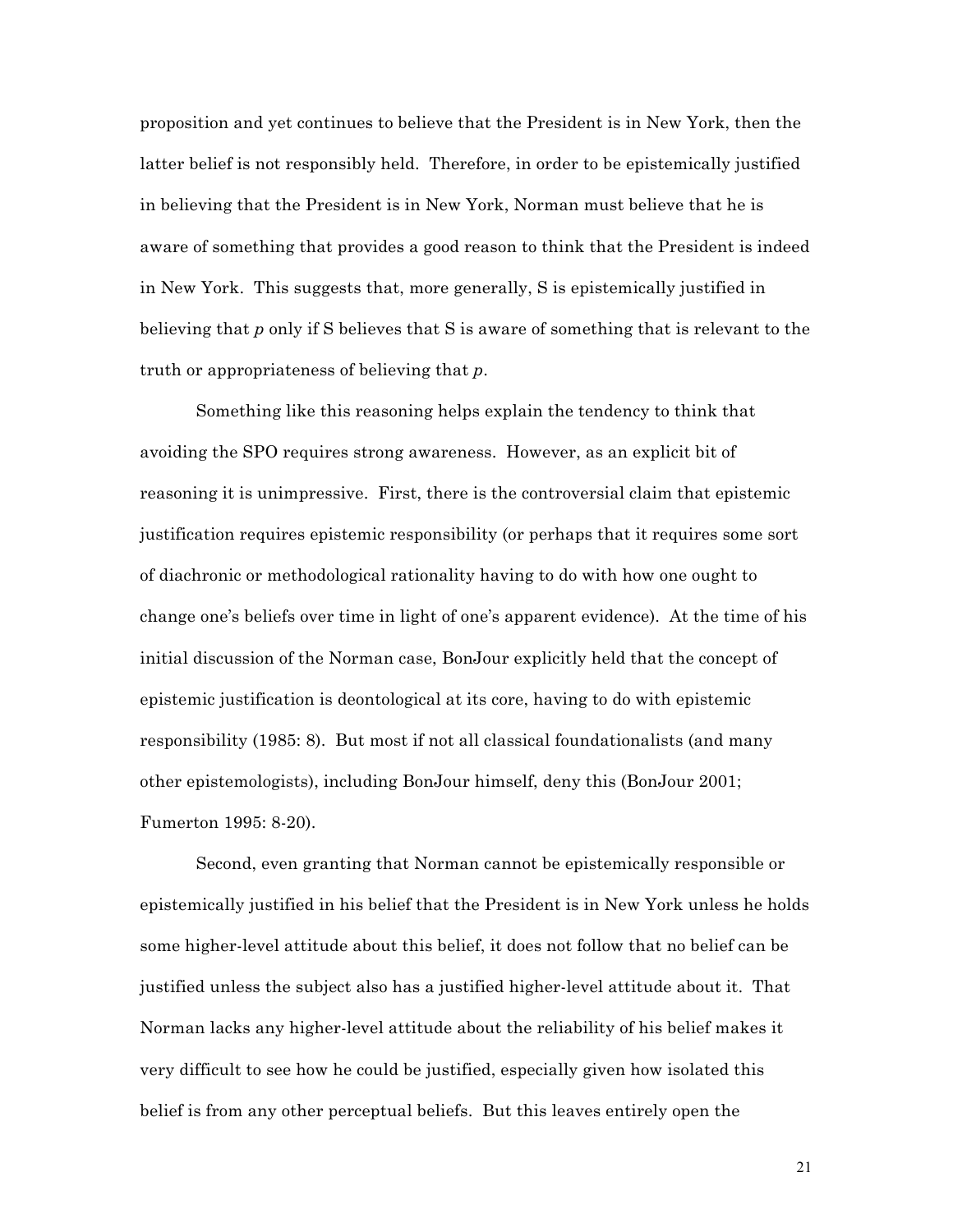proposition and yet continues to believe that the President is in New York, then the latter belief is not responsibly held. Therefore, in order to be epistemically justified in believing that the President is in New York, Norman must believe that he is aware of something that provides a good reason to think that the President is indeed in New York. This suggests that, more generally, S is epistemically justified in believing that *p* only if S believes that S is aware of something that is relevant to the truth or appropriateness of believing that *p*.

Something like this reasoning helps explain the tendency to think that avoiding the SPO requires strong awareness. However, as an explicit bit of reasoning it is unimpressive. First, there is the controversial claim that epistemic justification requires epistemic responsibility (or perhaps that it requires some sort of diachronic or methodological rationality having to do with how one ought to change one's beliefs over time in light of one's apparent evidence). At the time of his initial discussion of the Norman case, BonJour explicitly held that the concept of epistemic justification is deontological at its core, having to do with epistemic responsibility (1985: 8). But most if not all classical foundationalists (and many other epistemologists), including BonJour himself, deny this (BonJour 2001; Fumerton 1995: 8-20).

Second, even granting that Norman cannot be epistemically responsible or epistemically justified in his belief that the President is in New York unless he holds some higher-level attitude about this belief, it does not follow that no belief can be justified unless the subject also has a justified higher-level attitude about it. That Norman lacks any higher-level attitude about the reliability of his belief makes it very difficult to see how he could be justified, especially given how isolated this belief is from any other perceptual beliefs. But this leaves entirely open the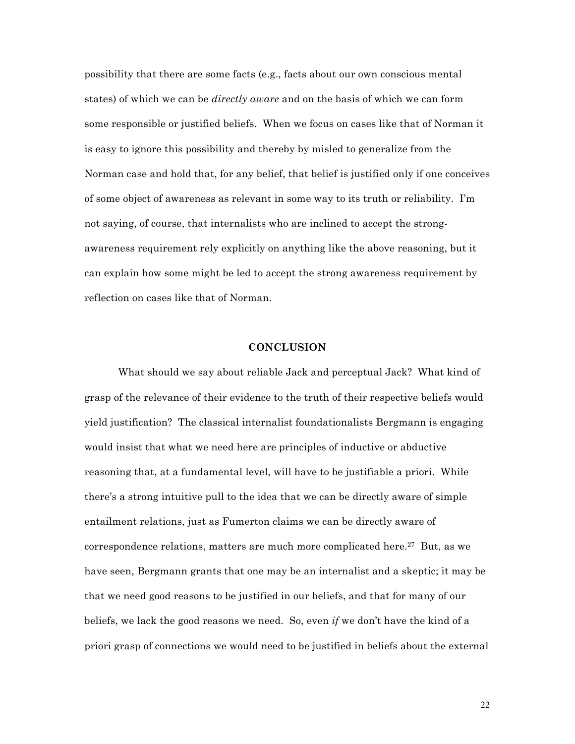possibility that there are some facts (e.g., facts about our own conscious mental states) of which we can be *directly aware* and on the basis of which we can form some responsible or justified beliefs. When we focus on cases like that of Norman it is easy to ignore this possibility and thereby by misled to generalize from the Norman case and hold that, for any belief, that belief is justified only if one conceives of some object of awareness as relevant in some way to its truth or reliability. I'm not saying, of course, that internalists who are inclined to accept the strong-awareness requirement rely explicitly on anything like the above reasoning, but it can explain how some might be led to accept the strong awareness requirement by reflection on cases like that of Norman.

## CONCLUSION

What should we say about reliable Jack and perceptual Jack? What kind of grasp of the relevance of their evidence to the truth of their respective beliefs would yield justification? The classical internalist foundationalists Bergmann is engaging would insist that what we need here are principles of inductive or abductive reasoning that, at a fundamental level, will have to be justifiable a priori. While there's a strong intuitive pull to the idea that we can be directly aware of simple entailment relations, just as Fumerton claims we can be directly aware of correspondence relations, matters are much more complicated here.[27] But, as we have seen, Bergmann grants that one may be an internalist and a skeptic; it may be that we need good reasons to be justified in our beliefs, and that for many of our beliefs, we lack the good reasons we need. So, even *if* we don't have the kind of a priori grasp of connections we would need to be justified in beliefs about the external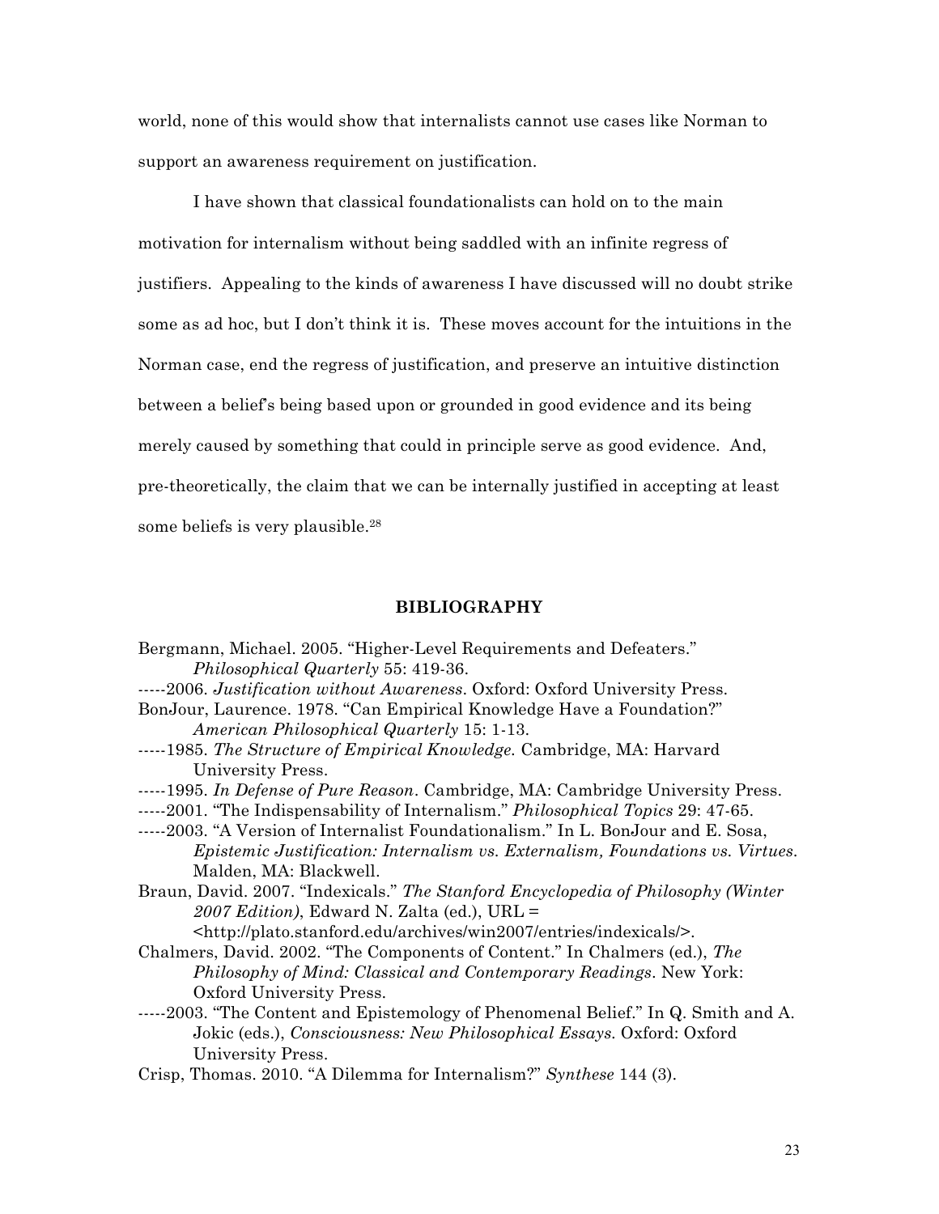world, none of this would show that internalists cannot use cases like Norman to support an awareness requirement on justification.

I have shown that classical foundationalists can hold on to the main motivation for internalism without being saddled with an infinite regress of justifiers. Appealing to the kinds of awareness I have discussed will no doubt strike some as ad hoc, but I don't think it is. These moves account for the intuitions in the Norman case, end the regress of justification, and preserve an intuitive distinction between a belief's being based upon or grounded in good evidence and its being merely caused by something that could in principle serve as good evidence. And, pre-theoretically, the claim that we can be internally justified in accepting at least some beliefs is very plausible.[28]

## BIBLIOGRAPHY

Bergmann, Michael. 2005. "Higher-Level Requirements and Defeaters." *Philosophical Quarterly* 55: 419-36.

-----2006. *Justification without Awareness*. Oxford: Oxford University Press.

BonJour, Laurence. 1978. "Can Empirical Knowledge Have a Foundation?" *American Philosophical Quarterly* 15: 1-13.

-----1985. *The Structure of Empirical Knowledge.* Cambridge, MA: Harvard University Press.

-----1995. *In Defense of Pure Reason*. Cambridge, MA: Cambridge University Press.

-----2001. "The Indispensability of Internalism." *Philosophical Topics* 29: 47-65.

-----2003. "A Version of Internalist Foundationalism." In L. BonJour and E. Sosa, *Epistemic Justification: Internalism vs. Externalism, Foundations vs. Virtues*. Malden, MA: Blackwell.

Braun, David. 2007. "Indexicals." *The Stanford Encyclopedia of Philosophy (Winter 2007 Edition)*, Edward N. Zalta (ed.), URL = <http://plato.stanford.edu/archives/win2007/entries/indexicals/>.

Chalmers, David. 2002. "The Components of Content." In Chalmers (ed.), *The Philosophy of Mind: Classical and Contemporary Readings*. New York: Oxford University Press.

-----2003. "The Content and Epistemology of Phenomenal Belief." In Q. Smith and A. Jokic (eds.), *Consciousness: New Philosophical Essays*. Oxford: Oxford University Press.

Crisp, Thomas. 2010. "A Dilemma for Internalism?" *Synthese* 144 (3).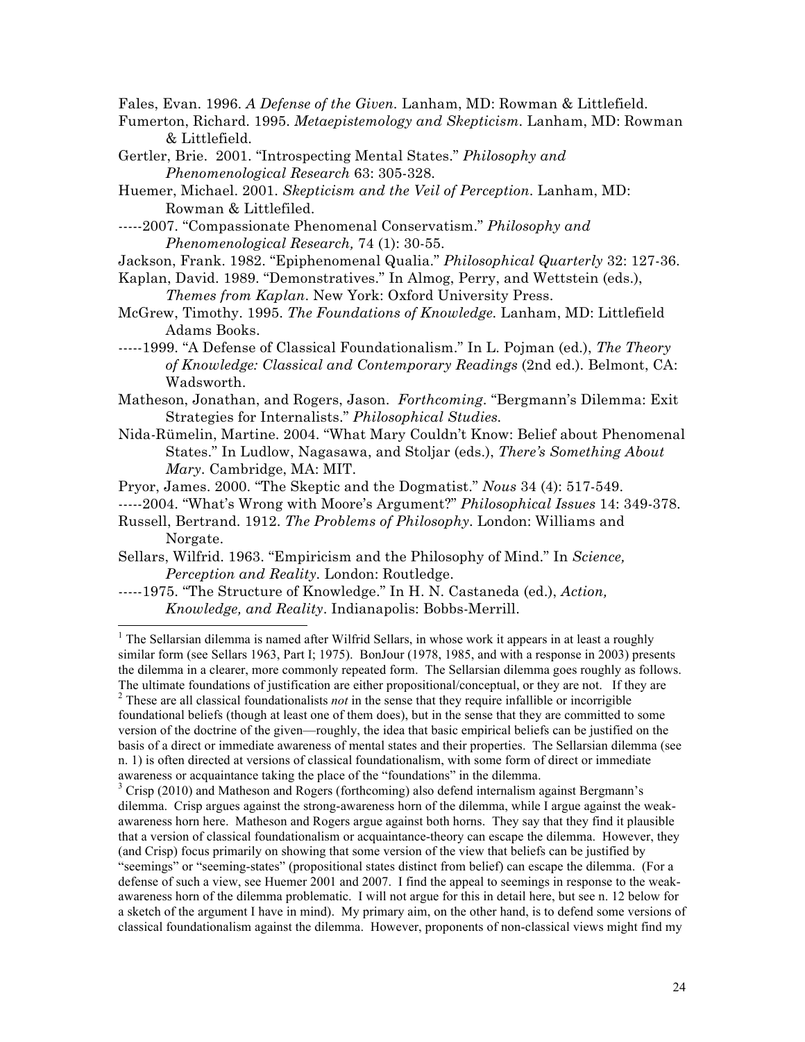Fales, Evan. 1996. *A Defense of the Given*. Lanham, MD: Rowman & Littlefield.

Fumerton, Richard. 1995. *Metaepistemology and Skepticism*. Lanham, MD: Rowman & Littlefield.

Gertler, Brie. 2001. "Introspecting Mental States." *Philosophy and Phenomenological Research* 63: 305-328.

Huemer, Michael. 2001. *Skepticism and the Veil of Perception*. Lanham, MD: Rowman & Littlefiled.

-----2007. "Compassionate Phenomenal Conservatism." *Philosophy and Phenomenological Research,* 74 (1): 30-55.

Jackson, Frank. 1982. "Epiphenomenal Qualia." *Philosophical Quarterly* 32: 127-36.

Kaplan, David. 1989. "Demonstratives." In Almog, Perry, and Wettstein (eds.), *Themes from Kaplan*. New York: Oxford University Press.

McGrew, Timothy. 1995. *The Foundations of Knowledge*. Lanham, MD: Littlefield Adams Books.

-----1999. "A Defense of Classical Foundationalism." In L. Pojman (ed.), *The Theory of Knowledge: Classical and Contemporary Readings* (2nd ed.). Belmont, CA: Wadsworth.

Matheson, Jonathan, and Rogers, Jason. *Forthcoming*. "Bergmann's Dilemma: Exit Strategies for Internalists." *Philosophical Studies*.

Nida-Rümelin, Martine. 2004. "What Mary Couldn't Know: Belief about Phenomenal States." In Ludlow, Nagasawa, and Stoljar (eds.), *There's Something About Mary*. Cambridge, MA: MIT.

Pryor, James. 2000. "The Skeptic and the Dogmatist." *Nous* 34 (4): 517-549.

-----2004. "What's Wrong with Moore's Argument?" *Philosophical Issues* 14: 349-378.

Russell, Bertrand. 1912. *The Problems of Philosophy*. London: Williams and Norgate.

Sellars, Wilfrid. 1963. "Empiricism and the Philosophy of Mind." In *Science, Perception and Reality*. London: Routledge.

-----1975. "The Structure of Knowledge." In H. N. Castaneda (ed.), *Action, Knowledge, and Reality*. Indianapolis: Bobbs-Merrill.

---

[1] The Sellarsian dilemma is named after Wilfrid Sellars, in whose work it appears in at least a roughly similar form (see Sellars 1963, Part I; 1975). BonJour (1978, 1985, and with a response in 2003) presents the dilemma in a clearer, more commonly repeated form. The Sellarsian dilemma goes roughly as follows. The ultimate foundations of justification are either propositional/conceptual, or they are not. If they are

[2] These are all classical foundationalists *not* in the sense that they require infallible or incorrigible foundational beliefs (though at least one of them does), but in the sense that they are committed to some version of the doctrine of the given—roughly, the idea that basic empirical beliefs can be justified on the basis of a direct or immediate awareness of mental states and their properties. The Sellarsian dilemma (see n. 1) is often directed at versions of classical foundationalism, with some form of direct or immediate awareness or acquaintance taking the place of the "foundations" in the dilemma.

[3] Crisp (2010) and Matheson and Rogers (forthcoming) also defend internalism against Bergmann's dilemma. Crisp argues against the strong-awareness horn of the dilemma, while I argue against the weak-awareness horn here. Matheson and Rogers argue against both horns. They say that they find it plausible that a version of classical foundationalism or acquaintance-theory can escape the dilemma. However, they (and Crisp) focus primarily on showing that some version of the view that beliefs can be justified by "seemings" or "seeming-states" (propositional states distinct from belief) can escape the dilemma. (For a defense of such a view, see Huemer 2001 and 2007. I find the appeal to seemings in response to the weak-awareness horn of the dilemma problematic. I will not argue for this in detail here, but see n. 12 below for a sketch of the argument I have in mind). My primary aim, on the other hand, is to defend some versions of classical foundationalism against the dilemma. However, proponents of non-classical views might find my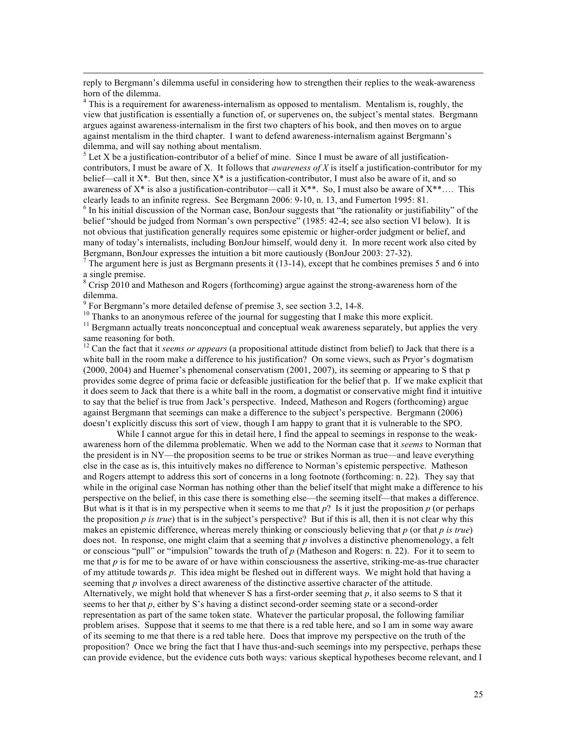reply to Bergmann's dilemma useful in considering how to strengthen their replies to the weak-awareness horn of the dilemma.

[4] This is a requirement for awareness-internalism as opposed to mentalism. Mentalism is, roughly, the view that justification is essentially a function of, or supervenes on, the subject's mental states. Bergmann argues against awareness-internalism in the first two chapters of his book, and then moves on to argue against mentalism in the third chapter. I want to defend awareness-internalism against Bergmann's dilemma, and will say nothing about mentalism.

[5] Let X be a justification-contributor of a belief of mine. Since I must be aware of all justification-contributors, I must be aware of X. It follows that *awareness of X* is itself a justification-contributor for my belief—call it X*. But then, since X* is a justification-contributor, I must also be aware of it, and so awareness of X* is also a justification-contributor—call it X**. So, I must also be aware of X**…. This clearly leads to an infinite regress. See Bergmann 2006: 9-10, n. 13, and Fumerton 1995: 81.

[6] In his initial discussion of the Norman case, BonJour suggests that "the rationality or justifiability" of the belief "should be judged from Norman's own perspective" (1985: 42-4; see also section VI below). It is not obvious that justification generally requires some epistemic or higher-order judgment or belief, and many of today's internalists, including BonJour himself, would deny it. In more recent work also cited by Bergmann, BonJour expresses the intuition a bit more cautiously (BonJour 2003: 27-32).

[7] The argument here is just as Bergmann presents it (13-14), except that he combines premises 5 and 6 into a single premise.

[8] Crisp 2010 and Matheson and Rogers (forthcoming) argue against the strong-awareness horn of the dilemma.

[9] For Bergmann's more detailed defense of premise 3, see section 3.2, 14-8.

[10] Thanks to an anonymous referee of the journal for suggesting that I make this more explicit.

[11] Bergmann actually treats nonconceptual and conceptual weak awareness separately, but applies the very same reasoning for both.

[12] Can the fact that it *seems or appears* (a propositional attitude distinct from belief) to Jack that there is a white ball in the room make a difference to his justification? On some views, such as Pryor's dogmatism (2000, 2004) and Huemer's phenomenal conservatism (2001, 2007), its seeming or appearing to S that p provides some degree of prima facie or defeasible justification for the belief that p. If we make explicit that it does seem to Jack that there is a white ball in the room, a dogmatist or conservative might find it intuitive to say that the belief is true from Jack's perspective. Indeed, Matheson and Rogers (forthcoming) argue against Bergmann that seemings can make a difference to the subject's perspective. Bergmann (2006) doesn't explicitly discuss this sort of view, though I am happy to grant that it is vulnerable to the SPO.

While I cannot argue for this in detail here, I find the appeal to seemings in response to the weak-awareness horn of the dilemma problematic. When we add to the Norman case that it *seems* to Norman that the president is in NY—the proposition seems to be true or strikes Norman as true—and leave everything else in the case as is, this intuitively makes no difference to Norman's epistemic perspective. Matheson and Rogers attempt to address this sort of concerns in a long footnote (forthcoming: n. 22). They say that while in the original case Norman has nothing other than the belief itself that might make a difference to his perspective on the belief, in this case there is something else—the seeming itself—that makes a difference. But what is it that is in my perspective when it seems to me that *p*? Is it just the proposition *p* (or perhaps the proposition *p is true*) that is in the subject's perspective? But if this is all, then it is not clear why this makes an epistemic difference, whereas merely thinking or consciously believing that *p* (or that *p is true*) does not. In response, one might claim that a seeming that *p* involves a distinctive phenomenology, a felt or conscious "pull" or "impulsion" towards the truth of *p* (Matheson and Rogers: n. 22). For it to seem to me that *p* is for me to be aware of or have within consciousness the assertive, striking-me-as-true character of my attitude towards *p*. This idea might be fleshed out in different ways. We might hold that having a seeming that *p* involves a direct awareness of the distinctive assertive character of the attitude. Alternatively, we might hold that whenever S has a first-order seeming that *p*, it also seems to S that it seems to her that *p*, either by S's having a distinct second-order seeming state or a second-order representation as part of the same token state. Whatever the particular proposal, the following familiar problem arises. Suppose that it seems to me that there is a red table here, and so I am in some way aware of its seeming to me that there is a red table here. Does that improve my perspective on the truth of the proposition? Once we bring the fact that I have thus-and-such seemings into my perspective, perhaps these can provide evidence, but the evidence cuts both ways: various skeptical hypotheses become relevant, and I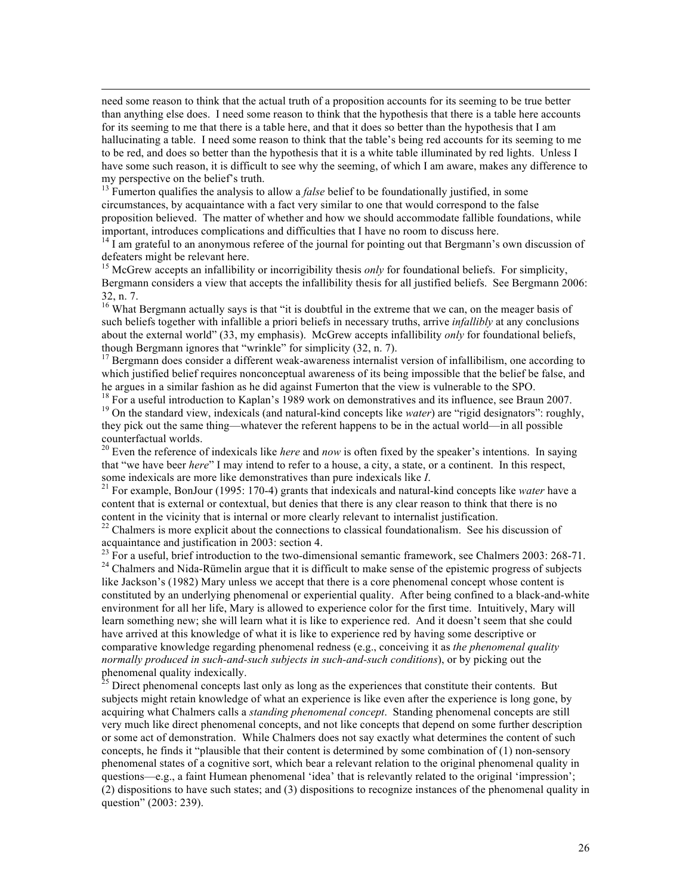need some reason to think that the actual truth of a proposition accounts for its seeming to be true better than anything else does. I need some reason to think that the hypothesis that there is a table here accounts for its seeming to me that there is a table here, and that it does so better than the hypothesis that I am hallucinating a table. I need some reason to think that the table's being red accounts for its seeming to me to be red, and does so better than the hypothesis that it is a white table illuminated by red lights. Unless I have some such reason, it is difficult to see why the seeming, of which I am aware, makes any difference to my perspective on the belief's truth.

[13] Fumerton qualifies the analysis to allow a *false* belief to be foundationally justified, in some circumstances, by acquaintance with a fact very similar to one that would correspond to the false proposition believed. The matter of whether and how we should accommodate fallible foundations, while important, introduces complications and difficulties that I have no room to discuss here.

[14] I am grateful to an anonymous referee of the journal for pointing out that Bergmann's own discussion of defeaters might be relevant here.

[15] McGrew accepts an infallibility or incorrigibility thesis *only* for foundational beliefs. For simplicity, Bergmann considers a view that accepts the infallibility thesis for all justified beliefs. See Bergmann 2006: 32, n. 7.

[16] What Bergmann actually says is that "it is doubtful in the extreme that we can, on the meager basis of such beliefs together with infallible a priori beliefs in necessary truths, arrive *infallibly* at any conclusions about the external world" (33, my emphasis). McGrew accepts infallibility *only* for foundational beliefs, though Bergmann ignores that "wrinkle" for simplicity (32, n. 7).

[17] Bergmann does consider a different weak-awareness internalist version of infallibilism, one according to which justified belief requires nonconceptual awareness of its being impossible that the belief be false, and he argues in a similar fashion as he did against Fumerton that the view is vulnerable to the SPO.

[18] For a useful introduction to Kaplan's 1989 work on demonstratives and its influence, see Braun 2007.

[19] On the standard view, indexicals (and natural-kind concepts like *water*) are "rigid designators": roughly, they pick out the same thing—whatever the referent happens to be in the actual world—in all possible counterfactual worlds.

[20] Even the reference of indexicals like *here* and *now* is often fixed by the speaker's intentions. In saying that "we have beer *here*" I may intend to refer to a house, a city, a state, or a continent. In this respect, some indexicals are more like demonstratives than pure indexicals like *I*.

[21] For example, BonJour (1995: 170-4) grants that indexicals and natural-kind concepts like *water* have a content that is external or contextual, but denies that there is any clear reason to think that there is no content in the vicinity that is internal or more clearly relevant to internalist justification.

[22] Chalmers is more explicit about the connections to classical foundationalism. See his discussion of acquaintance and justification in 2003: section 4.

[23] For a useful, brief introduction to the two-dimensional semantic framework, see Chalmers 2003: 268-71.

[24] Chalmers and Nida-Rümelin argue that it is difficult to make sense of the epistemic progress of subjects like Jackson's (1982) Mary unless we accept that there is a core phenomenal concept whose content is constituted by an underlying phenomenal or experiential quality. After being confined to a black-and-white environment for all her life, Mary is allowed to experience color for the first time. Intuitively, Mary will learn something new; she will learn what it is like to experience red. And it doesn't seem that she could have arrived at this knowledge of what it is like to experience red by having some descriptive or comparative knowledge regarding phenomenal redness (e.g., conceiving it as *the phenomenal quality normally produced in such-and-such subjects in such-and-such conditions*), or by picking out the phenomenal quality indexically.

[25] Direct phenomenal concepts last only as long as the experiences that constitute their contents. But subjects might retain knowledge of what an experience is like even after the experience is long gone, by acquiring what Chalmers calls a *standing phenomenal concept*. Standing phenomenal concepts are still very much like direct phenomenal concepts, and not like concepts that depend on some further description or some act of demonstration. While Chalmers does not say exactly what determines the content of such concepts, he finds it "plausible that their content is determined by some combination of (1) non-sensory phenomenal states of a cognitive sort, which bear a relevant relation to the original phenomenal quality in questions—e.g., a faint Humean phenomenal 'idea' that is relevantly related to the original 'impression'; (2) dispositions to have such states; and (3) dispositions to recognize instances of the phenomenal quality in question" (2003: 239).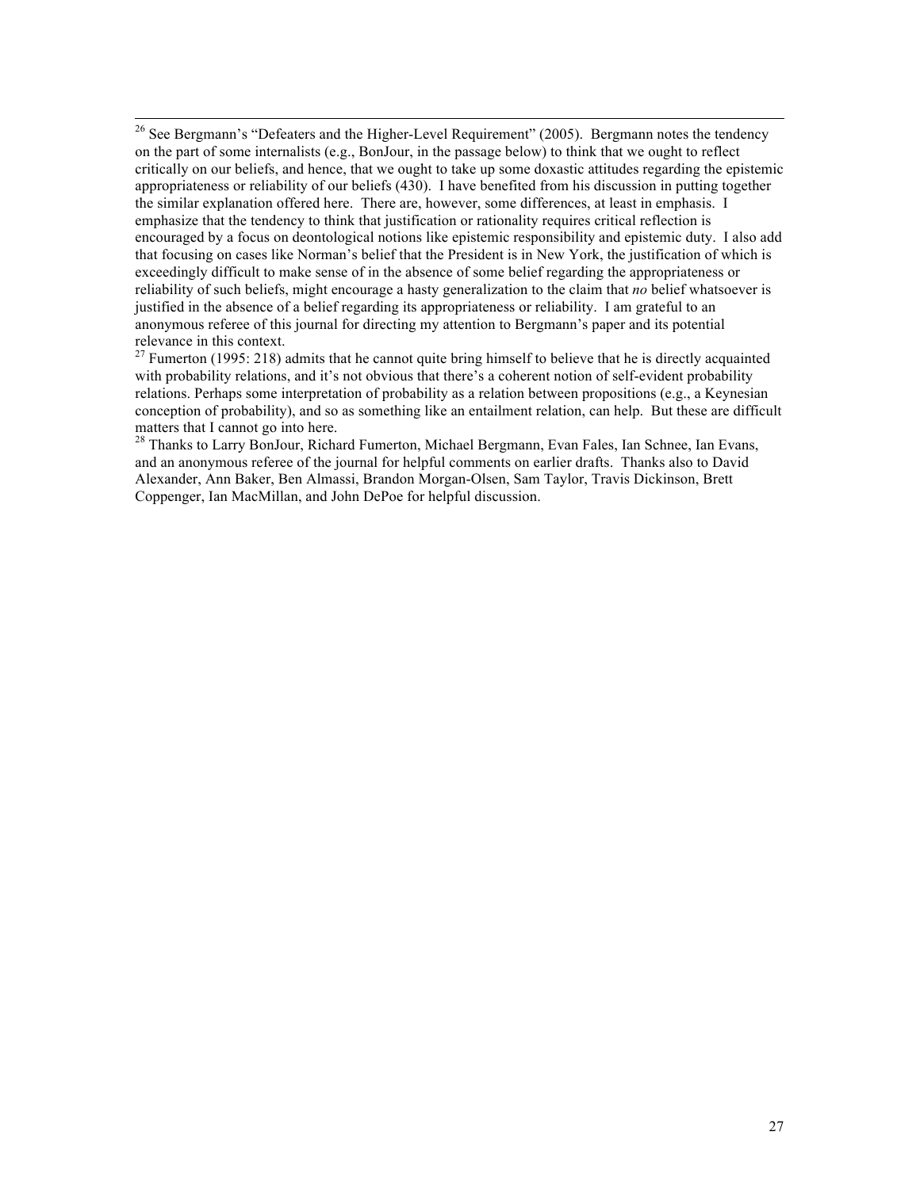[26] See Bergmann's "Defeaters and the Higher-Level Requirement" (2005). Bergmann notes the tendency on the part of some internalists (e.g., BonJour, in the passage below) to think that we ought to reflect critically on our beliefs, and hence, that we ought to take up some doxastic attitudes regarding the epistemic appropriateness or reliability of our beliefs (430). I have benefited from his discussion in putting together the similar explanation offered here. There are, however, some differences, at least in emphasis. I emphasize that the tendency to think that justification or rationality requires critical reflection is encouraged by a focus on deontological notions like epistemic responsibility and epistemic duty. I also add that focusing on cases like Norman's belief that the President is in New York, the justification of which is exceedingly difficult to make sense of in the absence of some belief regarding the appropriateness or reliability of such beliefs, might encourage a hasty generalization to the claim that *no* belief whatsoever is justified in the absence of a belief regarding its appropriateness or reliability. I am grateful to an anonymous referee of this journal for directing my attention to Bergmann's paper and its potential relevance in this context.

[27] Fumerton (1995: 218) admits that he cannot quite bring himself to believe that he is directly acquainted with probability relations, and it's not obvious that there's a coherent notion of self-evident probability relations. Perhaps some interpretation of probability as a relation between propositions (e.g., a Keynesian conception of probability), and so as something like an entailment relation, can help. But these are difficult matters that I cannot go into here.

[28] Thanks to Larry BonJour, Richard Fumerton, Michael Bergmann, Evan Fales, Ian Schnee, Ian Evans, and an anonymous referee of the journal for helpful comments on earlier drafts. Thanks also to David Alexander, Ann Baker, Ben Almassi, Brandon Morgan-Olsen, Sam Taylor, Travis Dickinson, Brett Coppenger, Ian MacMillan, and John DePoe for helpful discussion.